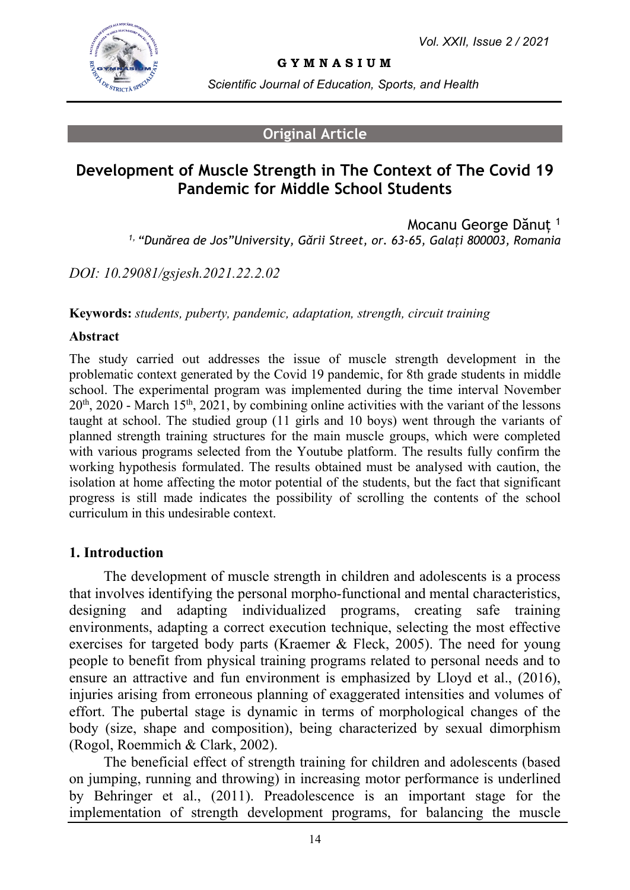Original Article

# Development of Muscle Strength in The Context of The Covid 19 Pandemic for Middle School Students

Mocanu George Dănuț [1]

[1] "Dunărea de Jos"University, Gării Street, or. 63-65, Galați 800003, Romania

*DOI: 10.29081/gsjesh.2021.22.2.02*

**Keywords:** *students, puberty, pandemic, adaptation, strength, circuit training*

**Abstract**

The study carried out addresses the issue of muscle strength development in the problematic context generated by the Covid 19 pandemic, for 8th grade students in middle school. The experimental program was implemented during the time interval November 20th, 2020 - March 15th, 2021, by combining online activities with the variant of the lessons taught at school. The studied group (11 girls and 10 boys) went through the variants of planned strength training structures for the main muscle groups, which were completed with various programs selected from the Youtube platform. The results fully confirm the working hypothesis formulated. The results obtained must be analysed with caution, the isolation at home affecting the motor potential of the students, but the fact that significant progress is still made indicates the possibility of scrolling the contents of the school curriculum in this undesirable context.

## 1. Introduction

The development of muscle strength in children and adolescents is a process that involves identifying the personal morpho-functional and mental characteristics, designing and adapting individualized programs, creating safe training environments, adapting a correct execution technique, selecting the most effective exercises for targeted body parts (Kraemer & Fleck, 2005). The need for young people to benefit from physical training programs related to personal needs and to ensure an attractive and fun environment is emphasized by Lloyd et al., (2016), injuries arising from erroneous planning of exaggerated intensities and volumes of effort. The pubertal stage is dynamic in terms of morphological changes of the body (size, shape and composition), being characterized by sexual dimorphism (Rogol, Roemmich & Clark, 2002).

The beneficial effect of strength training for children and adolescents (based on jumping, running and throwing) in increasing motor performance is underlined by Behringer et al., (2011). Preadolescence is an important stage for the implementation of strength development programs, for balancing the muscle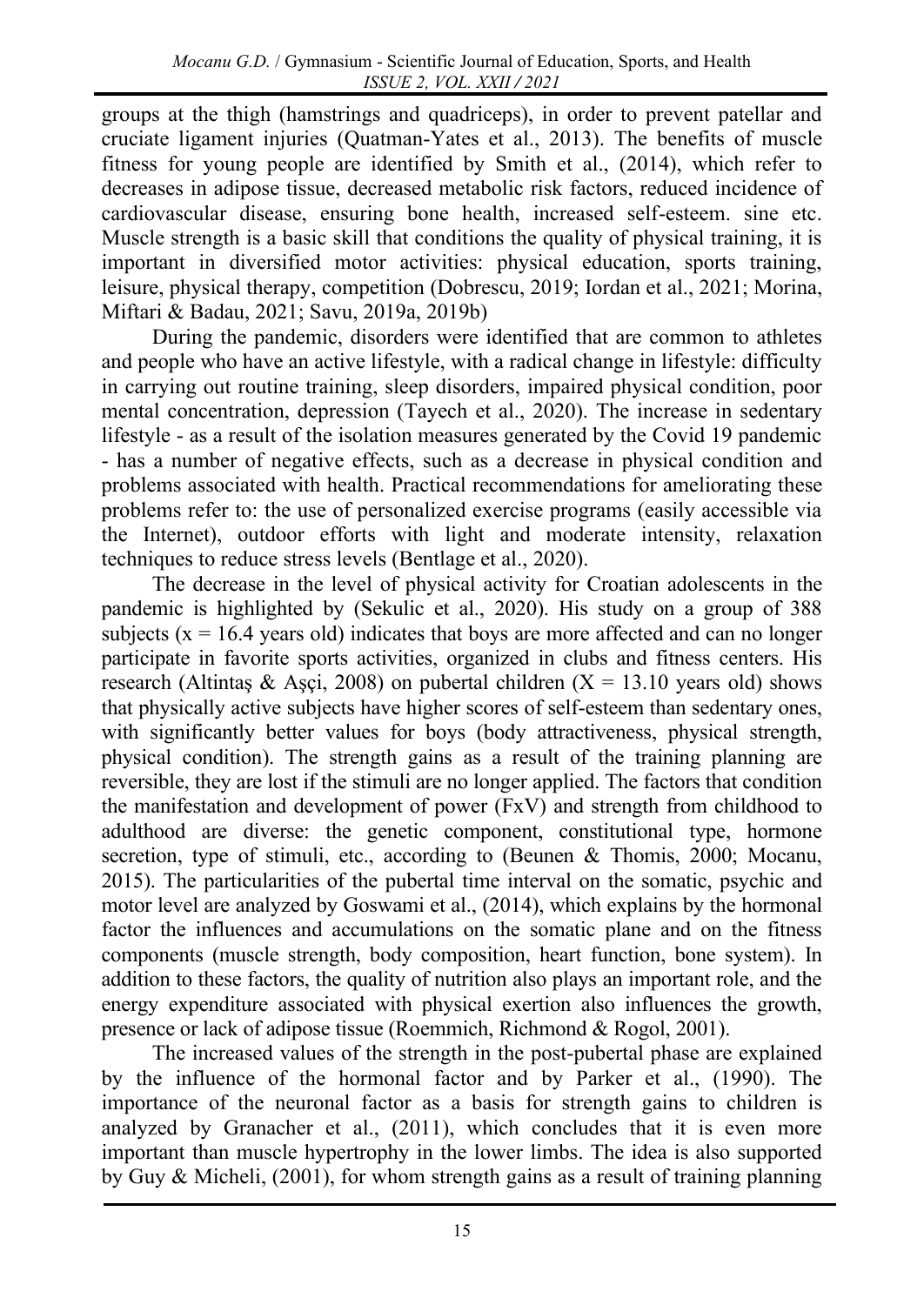groups at the thigh (hamstrings and quadriceps), in order to prevent patellar and cruciate ligament injuries (Quatman-Yates et al., 2013). The benefits of muscle fitness for young people are identified by Smith et al., (2014), which refer to decreases in adipose tissue, decreased metabolic risk factors, reduced incidence of cardiovascular disease, ensuring bone health, increased self-esteem. sine etc. Muscle strength is a basic skill that conditions the quality of physical training, it is important in diversified motor activities: physical education, sports training, leisure, physical therapy, competition (Dobrescu, 2019; Iordan et al., 2021; Morina, Miftari & Badau, 2021; Savu, 2019a, 2019b)

During the pandemic, disorders were identified that are common to athletes and people who have an active lifestyle, with a radical change in lifestyle: difficulty in carrying out routine training, sleep disorders, impaired physical condition, poor mental concentration, depression (Tayech et al., 2020). The increase in sedentary lifestyle - as a result of the isolation measures generated by the Covid 19 pandemic - has a number of negative effects, such as a decrease in physical condition and problems associated with health. Practical recommendations for ameliorating these problems refer to: the use of personalized exercise programs (easily accessible via the Internet), outdoor efforts with light and moderate intensity, relaxation techniques to reduce stress levels (Bentlage et al., 2020).

The decrease in the level of physical activity for Croatian adolescents in the pandemic is highlighted by (Sekulic et al., 2020). His study on a group of 388 subjects ($x = 16.4$ years old) indicates that boys are more affected and can no longer participate in favorite sports activities, organized in clubs and fitness centers. His research (Altintaş & Aşçi, 2008) on pubertal children ($X = 13.10$ years old) shows that physically active subjects have higher scores of self-esteem than sedentary ones, with significantly better values for boys (body attractiveness, physical strength, physical condition). The strength gains as a result of the training planning are reversible, they are lost if the stimuli are no longer applied. The factors that condition the manifestation and development of power (FxV) and strength from childhood to adulthood are diverse: the genetic component, constitutional type, hormone secretion, type of stimuli, etc., according to (Beunen & Thomis, 2000; Mocanu, 2015). The particularities of the pubertal time interval on the somatic, psychic and motor level are analyzed by Goswami et al., (2014), which explains by the hormonal factor the influences and accumulations on the somatic plane and on the fitness components (muscle strength, body composition, heart function, bone system). In addition to these factors, the quality of nutrition also plays an important role, and the energy expenditure associated with physical exertion also influences the growth, presence or lack of adipose tissue (Roemmich, Richmond & Rogol, 2001).

The increased values of the strength in the post-pubertal phase are explained by the influence of the hormonal factor and by Parker et al., (1990). The importance of the neuronal factor as a basis for strength gains to children is analyzed by Granacher et al., (2011), which concludes that it is even more important than muscle hypertrophy in the lower limbs. The idea is also supported by Guy & Micheli, (2001), for whom strength gains as a result of training planning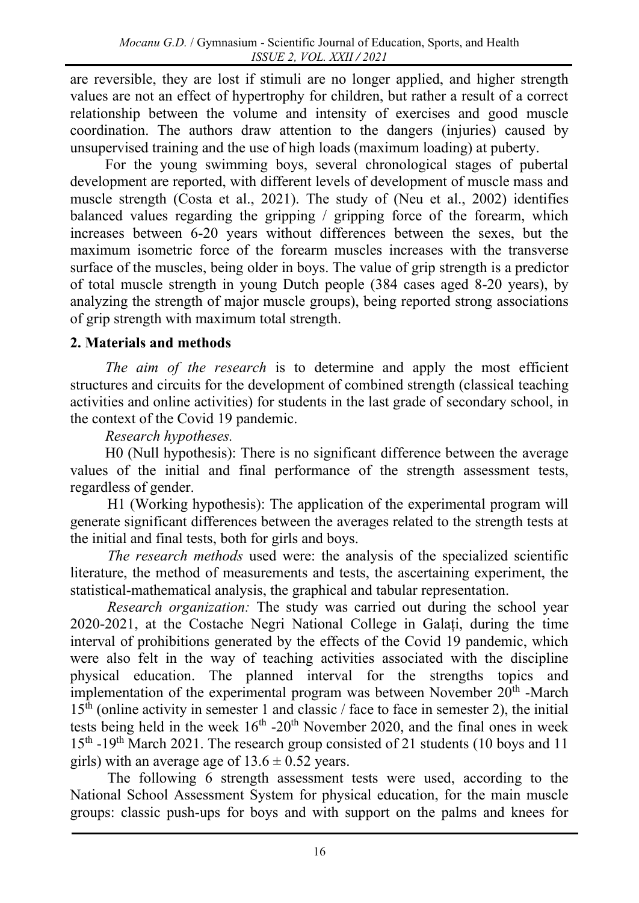are reversible, they are lost if stimuli are no longer applied, and higher strength values are not an effect of hypertrophy for children, but rather a result of a correct relationship between the volume and intensity of exercises and good muscle coordination. The authors draw attention to the dangers (injuries) caused by unsupervised training and the use of high loads (maximum loading) at puberty.

For the young swimming boys, several chronological stages of pubertal development are reported, with different levels of development of muscle mass and muscle strength (Costa et al., 2021). The study of (Neu et al., 2002) identifies balanced values regarding the gripping / gripping force of the forearm, which increases between 6-20 years without differences between the sexes, but the maximum isometric force of the forearm muscles increases with the transverse surface of the muscles, being older in boys. The value of grip strength is a predictor of total muscle strength in young Dutch people (384 cases aged 8-20 years), by analyzing the strength of major muscle groups), being reported strong associations of grip strength with maximum total strength.

## 2. Materials and methods

*The aim of the research* is to determine and apply the most efficient structures and circuits for the development of combined strength (classical teaching activities and online activities) for students in the last grade of secondary school, in the context of the Covid 19 pandemic.

*Research hypotheses.*

H0 (Null hypothesis): There is no significant difference between the average values of the initial and final performance of the strength assessment tests, regardless of gender.

H1 (Working hypothesis): The application of the experimental program will generate significant differences between the averages related to the strength tests at the initial and final tests, both for girls and boys.

*The research methods* used were: the analysis of the specialized scientific literature, the method of measurements and tests, the ascertaining experiment, the statistical-mathematical analysis, the graphical and tabular representation.

*Research organization:* The study was carried out during the school year 2020-2021, at the Costache Negri National College in Galați, during the time interval of prohibitions generated by the effects of the Covid 19 pandemic, which were also felt in the way of teaching activities associated with the discipline physical education. The planned interval for the strengths topics and implementation of the experimental program was between November 20th -March 15th (online activity in semester 1 and classic / face to face in semester 2), the initial tests being held in the week 16th -20th November 2020, and the final ones in week 15th -19th March 2021. The research group consisted of 21 students (10 boys and 11 girls) with an average age of $13.6 \pm 0.52$ years.

The following 6 strength assessment tests were used, according to the National School Assessment System for physical education, for the main muscle groups: classic push-ups for boys and with support on the palms and knees for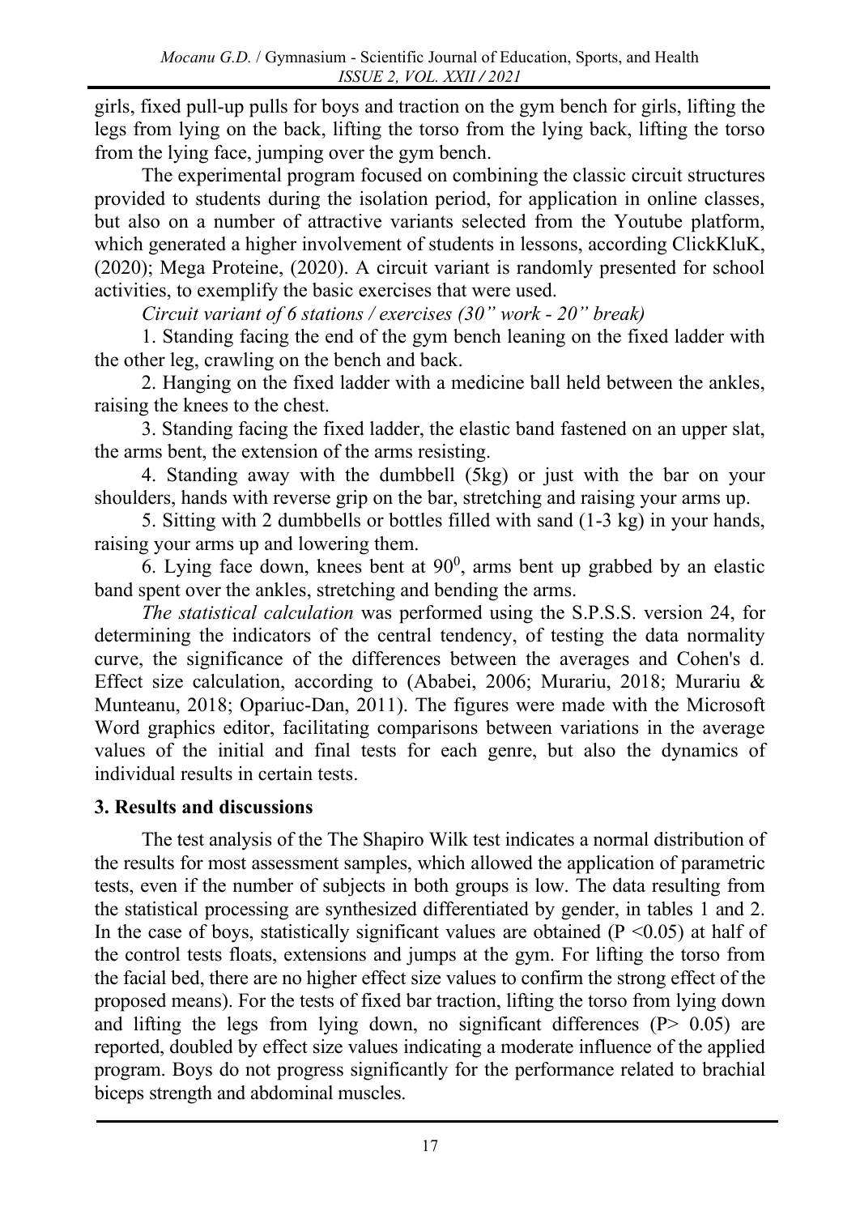girls, fixed pull-up pulls for boys and traction on the gym bench for girls, lifting the legs from lying on the back, lifting the torso from the lying back, lifting the torso from the lying face, jumping over the gym bench.

The experimental program focused on combining the classic circuit structures provided to students during the isolation period, for application in online classes, but also on a number of attractive variants selected from the Youtube platform, which generated a higher involvement of students in lessons, according ClickKluK, (2020); Mega Proteine, (2020). A circuit variant is randomly presented for school activities, to exemplify the basic exercises that were used.

*Circuit variant of 6 stations / exercises (30" work - 20" break)*

1. Standing facing the end of the gym bench leaning on the fixed ladder with the other leg, crawling on the bench and back.
2. Hanging on the fixed ladder with a medicine ball held between the ankles, raising the knees to the chest.
3. Standing facing the fixed ladder, the elastic band fastened on an upper slat, the arms bent, the extension of the arms resisting.
4. Standing away with the dumbbell (5kg) or just with the bar on your shoulders, hands with reverse grip on the bar, stretching and raising your arms up.
5. Sitting with 2 dumbbells or bottles filled with sand (1-3 kg) in your hands, raising your arms up and lowering them.
6. Lying face down, knees bent at $90^0$, arms bent up grabbed by an elastic band spent over the ankles, stretching and bending the arms.

*The statistical calculation* was performed using the S.P.S.S. version 24, for determining the indicators of the central tendency, of testing the data normality curve, the significance of the differences between the averages and Cohen's d. Effect size calculation, according to (Ababei, 2006; Murariu, 2018; Murariu & Munteanu, 2018; Opariuc-Dan, 2011). The figures were made with the Microsoft Word graphics editor, facilitating comparisons between variations in the average values of the initial and final tests for each genre, but also the dynamics of individual results in certain tests.

## 3. Results and discussions

The test analysis of the The Shapiro Wilk test indicates a normal distribution of the results for most assessment samples, which allowed the application of parametric tests, even if the number of subjects in both groups is low. The data resulting from the statistical processing are synthesized differentiated by gender, in tables 1 and 2. In the case of boys, statistically significant values are obtained ($P < 0.05$) at half of the control tests floats, extensions and jumps at the gym. For lifting the torso from the facial bed, there are no higher effect size values to confirm the strong effect of the proposed means). For the tests of fixed bar traction, lifting the torso from lying down and lifting the legs from lying down, no significant differences ($P > 0.05$) are reported, doubled by effect size values indicating a moderate influence of the applied program. Boys do not progress significantly for the performance related to brachial biceps strength and abdominal muscles.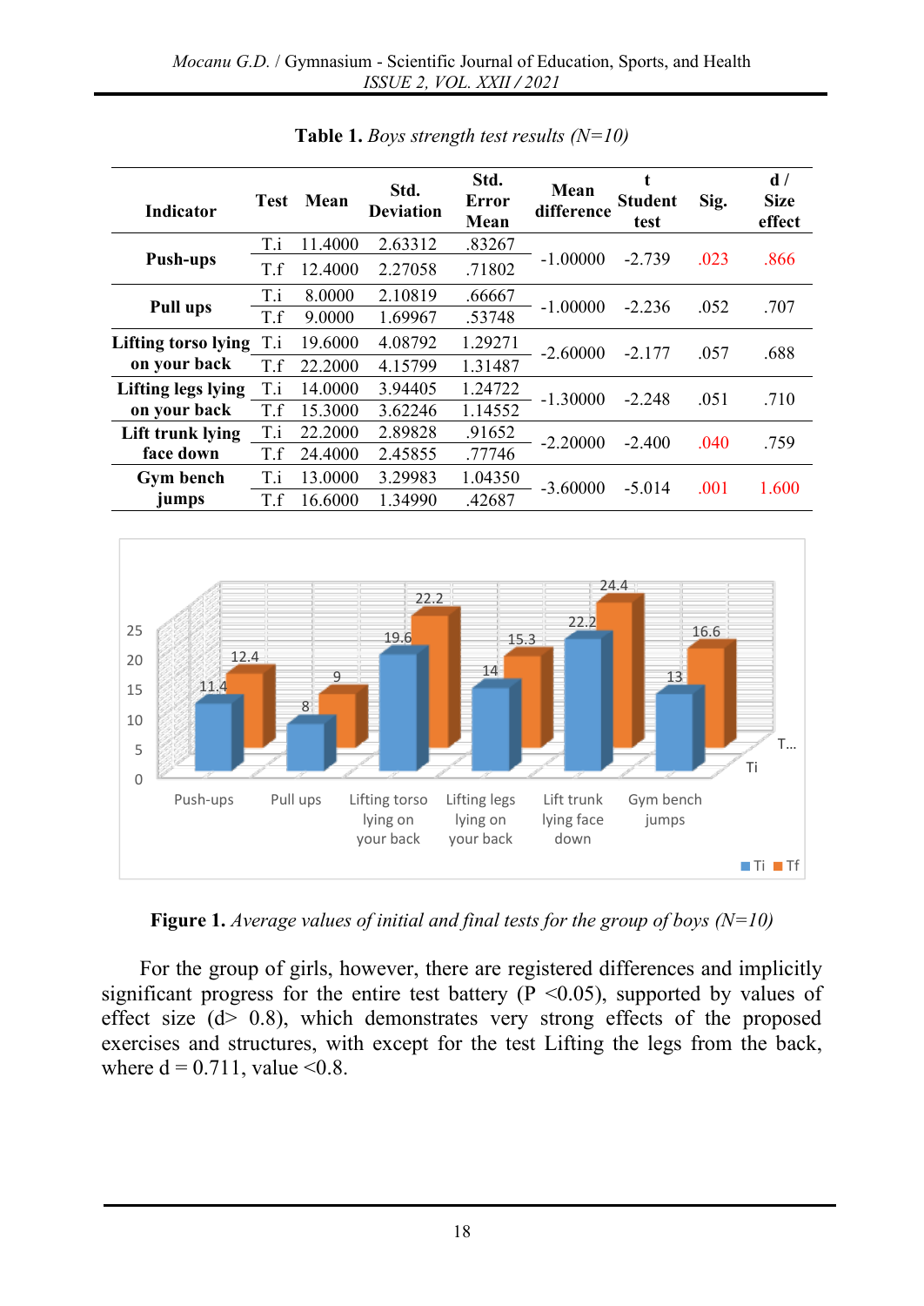**Table 1.** *Boys strength test results (N=10)*

| Indicator | Test | Mean | Std. Deviation | Std. Error Mean | Mean difference | t Student test | Sig. | d / Size effect |
|---|---|---|---|---|---|---|---|---|
| Push-ups | T.i | 11.4000 | 2.63312 | .83267 | -1.00000 | -2.739 | .023 | .866 |
| | T.f | 12.4000 | 2.27058 | .71802 | | | | |
| Pull ups | T.i | 8.0000 | 2.10819 | .66667 | -1.00000 | -2.236 | .052 | .707 |
| | T.f | 9.0000 | 1.69967 | .53748 | | | | |
| Lifting torso lying on your back | T.i | 19.6000 | 4.08792 | 1.29271 | -2.60000 | -2.177 | .057 | .688 |
| | T.f | 22.2000 | 4.15799 | 1.31487 | | | | |
| Lifting legs lying on your back | T.i | 14.0000 | 3.94405 | 1.24722 | -1.30000 | -2.248 | .051 | .710 |
| | T.f | 15.3000 | 3.62246 | 1.14552 | | | | |
| Lift trunk lying face down | T.i | 22.2000 | 2.89828 | .91652 | -2.20000 | -2.400 | .040 | .759 |
| | T.f | 24.4000 | 2.45855 | .77746 | | | | |
| Gym bench jumps | T.i | 13.0000 | 3.29983 | 1.04350 | -3.60000 | -5.014 | .001 | 1.600 |
| | T.f | 16.6000 | 1.34990 | .42687 | | | | |

**Figure 1.** *Average values of initial and final tests for the group of boys (N=10)*

For the group of girls, however, there are registered differences and implicitly significant progress for the entire test battery ($P < 0.05$), supported by values of effect size ($d > 0.8$), which demonstrates very strong effects of the proposed exercises and structures, with except for the test Lifting the legs from the back, where $d = 0.711$, value $< 0.8$.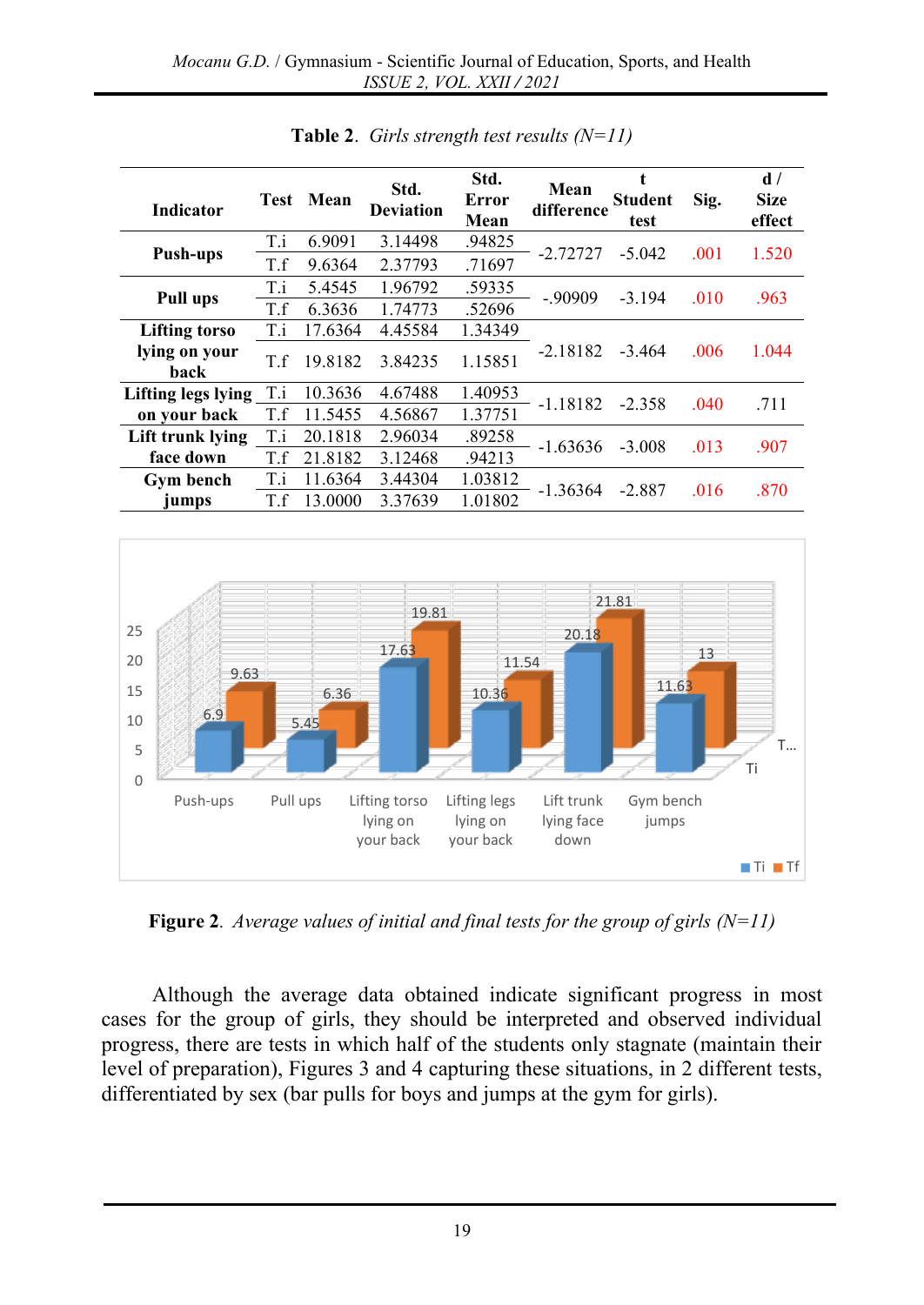**Table 2**. *Girls strength test results (N=11)*

| Indicator | Test | Mean | Std. Deviation | Std. Error Mean | Mean difference | t Student test | Sig. | d / Size effect |
|---|---|---|---|---|---|---|---|---|
| Push-ups | T.i | 6.9091 | 3.14498 | .94825 | -2.72727 | -5.042 | .001 | 1.520 |
| | T.f | 9.6364 | 2.37793 | .71697 | | | | |
| Pull ups | T.i | 5.4545 | 1.96792 | .59335 | -.90909 | -3.194 | .010 | .963 |
| | T.f | 6.3636 | 1.74773 | .52696 | | | | |
| Lifting torso lying on your back | T.i | 17.6364 | 4.45584 | 1.34349 | -2.18182 | -3.464 | .006 | 1.044 |
| | T.f | 19.8182 | 3.84235 | 1.15851 | | | | |
| Lifting legs lying on your back | T.i | 10.3636 | 4.67488 | 1.40953 | -1.18182 | -2.358 | .040 | .711 |
| | T.f | 11.5455 | 4.56867 | 1.37751 | | | | |
| Lift trunk lying face down | T.i | 20.1818 | 2.96034 | .89258 | -1.63636 | -3.008 | .013 | .907 |
| | T.f | 21.8182 | 3.12468 | .94213 | | | | |
| Gym bench jumps | T.i | 11.6364 | 3.44304 | 1.03812 | -1.36364 | -2.887 | .016 | .870 |
| | T.f | 13.0000 | 3.37639 | 1.01802 | | | | |

**Figure 2**. *Average values of initial and final tests for the group of girls (N=11)*

Although the average data obtained indicate significant progress in most cases for the group of girls, they should be interpreted and observed individual progress, there are tests in which half of the students only stagnate (maintain their level of preparation), Figures 3 and 4 capturing these situations, in 2 different tests, differentiated by sex (bar pulls for boys and jumps at the gym for girls).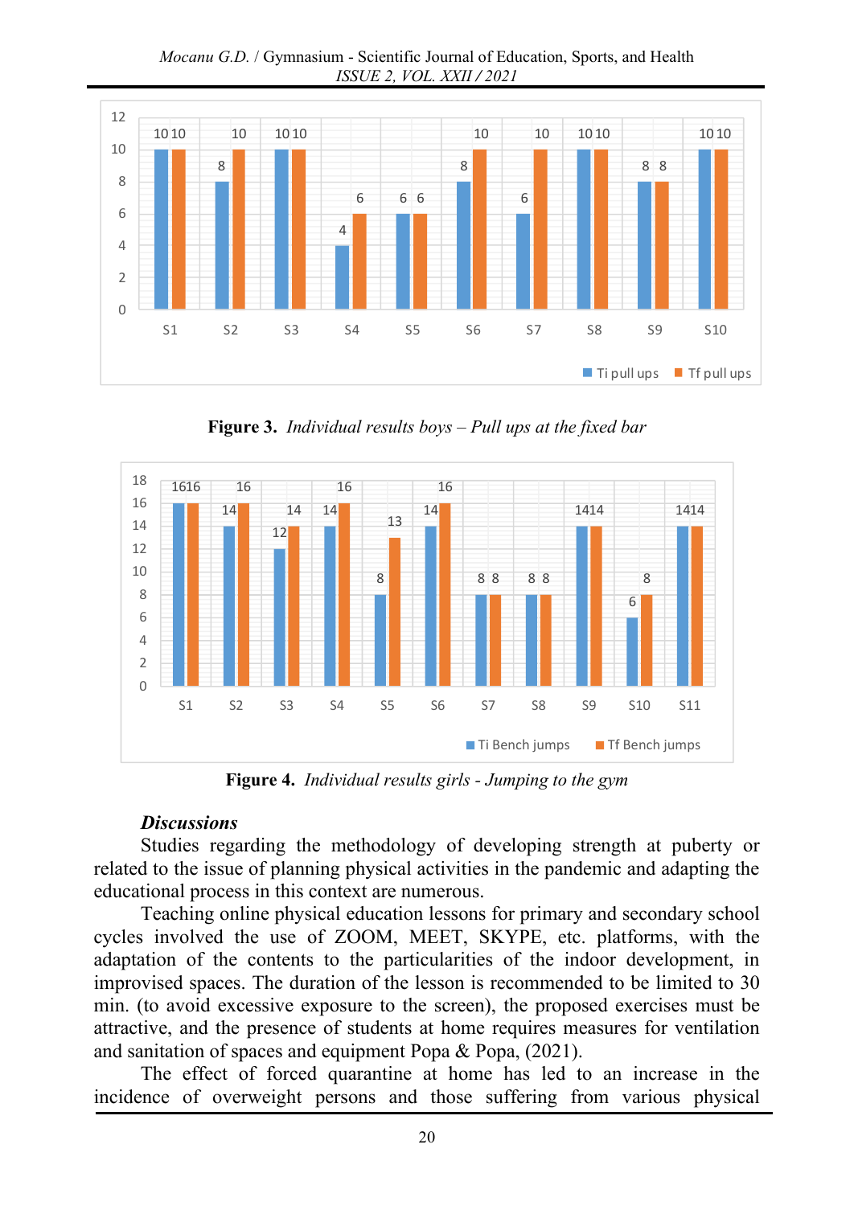**Figure 3.** *Individual results boys – Pull ups at the fixed bar*

**Figure 4.** *Individual results girls - Jumping to the gym*

***Discussions***

Studies regarding the methodology of developing strength at puberty or related to the issue of planning physical activities in the pandemic and adapting the educational process in this context are numerous.

Teaching online physical education lessons for primary and secondary school cycles involved the use of ZOOM, MEET, SKYPE, etc. platforms, with the adaptation of the contents to the particularities of the indoor development, in improvised spaces. The duration of the lesson is recommended to be limited to 30 min. (to avoid excessive exposure to the screen), the proposed exercises must be attractive, and the presence of students at home requires measures for ventilation and sanitation of spaces and equipment Popa & Popa, (2021).

The effect of forced quarantine at home has led to an increase in the incidence of overweight persons and those suffering from various physical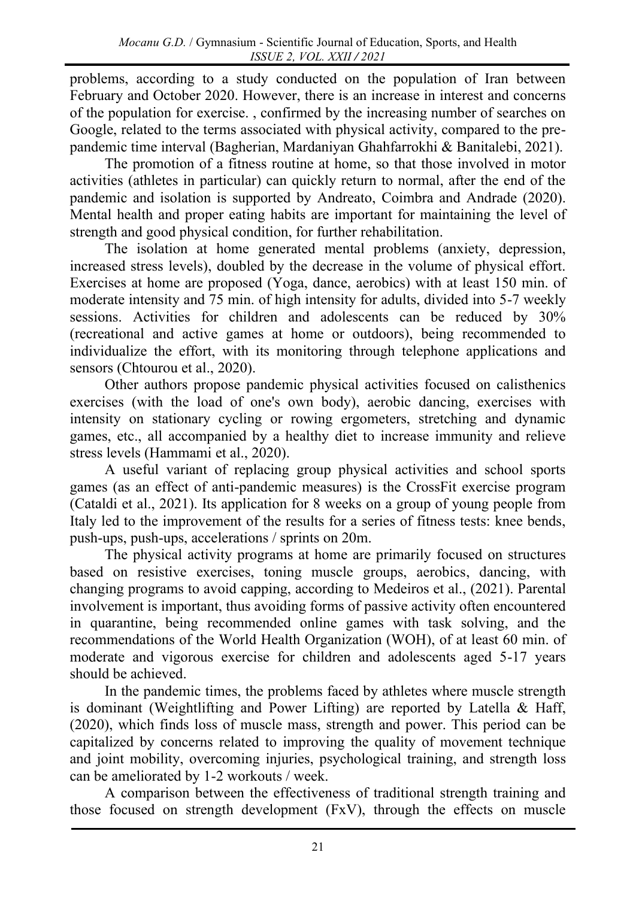problems, according to a study conducted on the population of Iran between February and October 2020. However, there is an increase in interest and concerns of the population for exercise. , confirmed by the increasing number of searches on Google, related to the terms associated with physical activity, compared to the pre-pandemic time interval (Bagherian, Mardaniyan Ghahfarrokhi & Banitalebi, 2021).

The promotion of a fitness routine at home, so that those involved in motor activities (athletes in particular) can quickly return to normal, after the end of the pandemic and isolation is supported by Andreato, Coimbra and Andrade (2020). Mental health and proper eating habits are important for maintaining the level of strength and good physical condition, for further rehabilitation.

The isolation at home generated mental problems (anxiety, depression, increased stress levels), doubled by the decrease in the volume of physical effort. Exercises at home are proposed (Yoga, dance, aerobics) with at least 150 min. of moderate intensity and 75 min. of high intensity for adults, divided into 5-7 weekly sessions. Activities for children and adolescents can be reduced by 30% (recreational and active games at home or outdoors), being recommended to individualize the effort, with its monitoring through telephone applications and sensors (Chtourou et al., 2020).

Other authors propose pandemic physical activities focused on calisthenics exercises (with the load of one's own body), aerobic dancing, exercises with intensity on stationary cycling or rowing ergometers, stretching and dynamic games, etc., all accompanied by a healthy diet to increase immunity and relieve stress levels (Hammami et al., 2020).

A useful variant of replacing group physical activities and school sports games (as an effect of anti-pandemic measures) is the CrossFit exercise program (Cataldi et al., 2021). Its application for 8 weeks on a group of young people from Italy led to the improvement of the results for a series of fitness tests: knee bends, push-ups, push-ups, accelerations / sprints on 20m.

The physical activity programs at home are primarily focused on structures based on resistive exercises, toning muscle groups, aerobics, dancing, with changing programs to avoid capping, according to Medeiros et al., (2021). Parental involvement is important, thus avoiding forms of passive activity often encountered in quarantine, being recommended online games with task solving, and the recommendations of the World Health Organization (WOH), of at least 60 min. of moderate and vigorous exercise for children and adolescents aged 5-17 years should be achieved.

In the pandemic times, the problems faced by athletes where muscle strength is dominant (Weightlifting and Power Lifting) are reported by Latella & Haff, (2020), which finds loss of muscle mass, strength and power. This period can be capitalized by concerns related to improving the quality of movement technique and joint mobility, overcoming injuries, psychological training, and strength loss can be ameliorated by 1-2 workouts / week.

A comparison between the effectiveness of traditional strength training and those focused on strength development (FxV), through the effects on muscle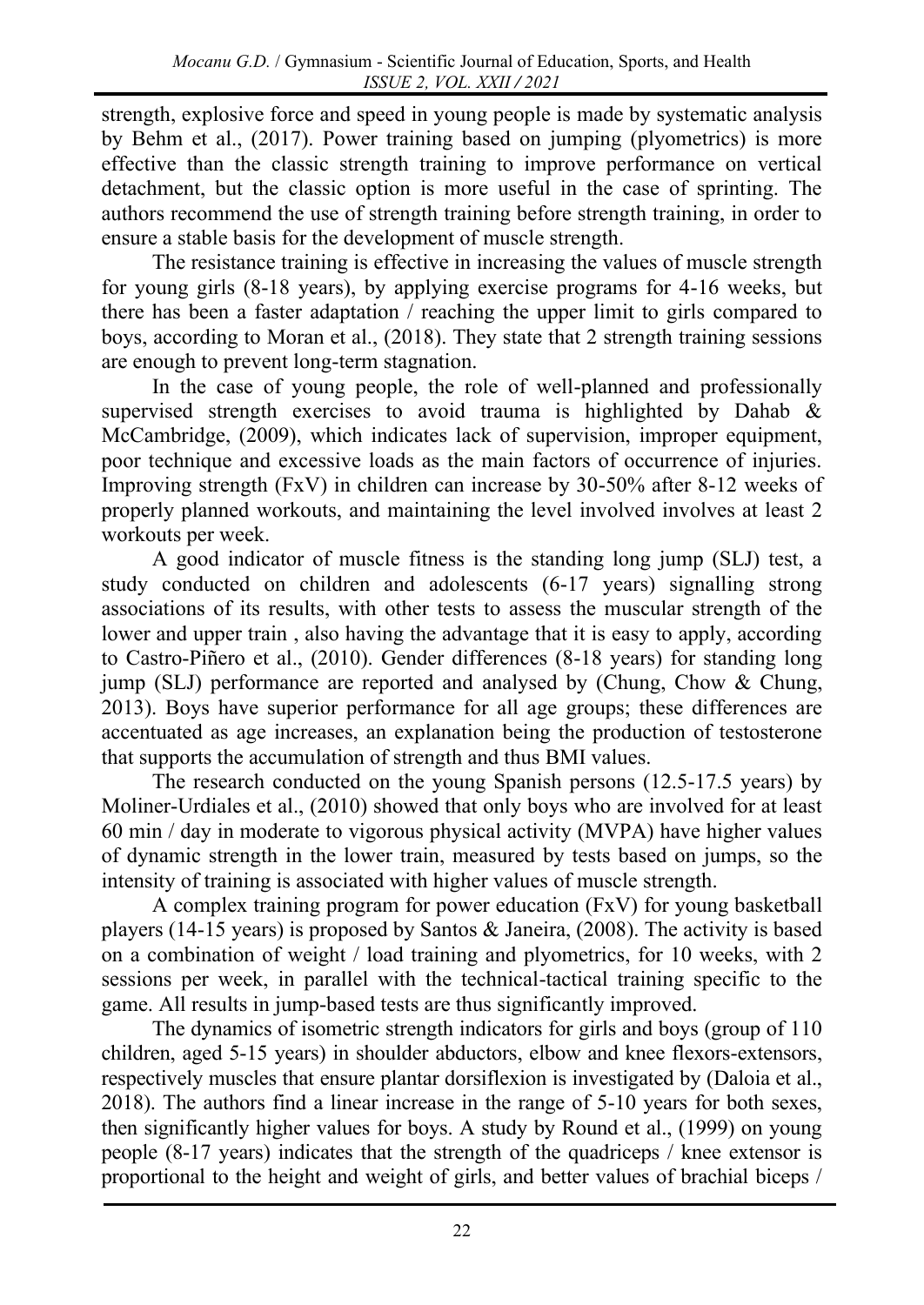strength, explosive force and speed in young people is made by systematic analysis by Behm et al., (2017). Power training based on jumping (plyometrics) is more effective than the classic strength training to improve performance on vertical detachment, but the classic option is more useful in the case of sprinting. The authors recommend the use of strength training before strength training, in order to ensure a stable basis for the development of muscle strength.

The resistance training is effective in increasing the values of muscle strength for young girls (8-18 years), by applying exercise programs for 4-16 weeks, but there has been a faster adaptation / reaching the upper limit to girls compared to boys, according to Moran et al., (2018). They state that 2 strength training sessions are enough to prevent long-term stagnation.

In the case of young people, the role of well-planned and professionally supervised strength exercises to avoid trauma is highlighted by Dahab & McCambridge, (2009), which indicates lack of supervision, improper equipment, poor technique and excessive loads as the main factors of occurrence of injuries. Improving strength (FxV) in children can increase by 30-50% after 8-12 weeks of properly planned workouts, and maintaining the level involved involves at least 2 workouts per week.

A good indicator of muscle fitness is the standing long jump (SLJ) test, a study conducted on children and adolescents (6-17 years) signalling strong associations of its results, with other tests to assess the muscular strength of the lower and upper train , also having the advantage that it is easy to apply, according to Castro-Piñero et al., (2010). Gender differences (8-18 years) for standing long jump (SLJ) performance are reported and analysed by (Chung, Chow & Chung, 2013). Boys have superior performance for all age groups; these differences are accentuated as age increases, an explanation being the production of testosterone that supports the accumulation of strength and thus BMI values.

The research conducted on the young Spanish persons (12.5-17.5 years) by Moliner-Urdiales et al., (2010) showed that only boys who are involved for at least 60 min / day in moderate to vigorous physical activity (MVPA) have higher values of dynamic strength in the lower train, measured by tests based on jumps, so the intensity of training is associated with higher values of muscle strength.

A complex training program for power education (FxV) for young basketball players (14-15 years) is proposed by Santos & Janeira, (2008). The activity is based on a combination of weight / load training and plyometrics, for 10 weeks, with 2 sessions per week, in parallel with the technical-tactical training specific to the game. All results in jump-based tests are thus significantly improved.

The dynamics of isometric strength indicators for girls and boys (group of 110 children, aged 5-15 years) in shoulder abductors, elbow and knee flexors-extensors, respectively muscles that ensure plantar dorsiflexion is investigated by (Daloia et al., 2018). The authors find a linear increase in the range of 5-10 years for both sexes, then significantly higher values for boys. A study by Round et al., (1999) on young people (8-17 years) indicates that the strength of the quadriceps / knee extensor is proportional to the height and weight of girls, and better values of brachial biceps /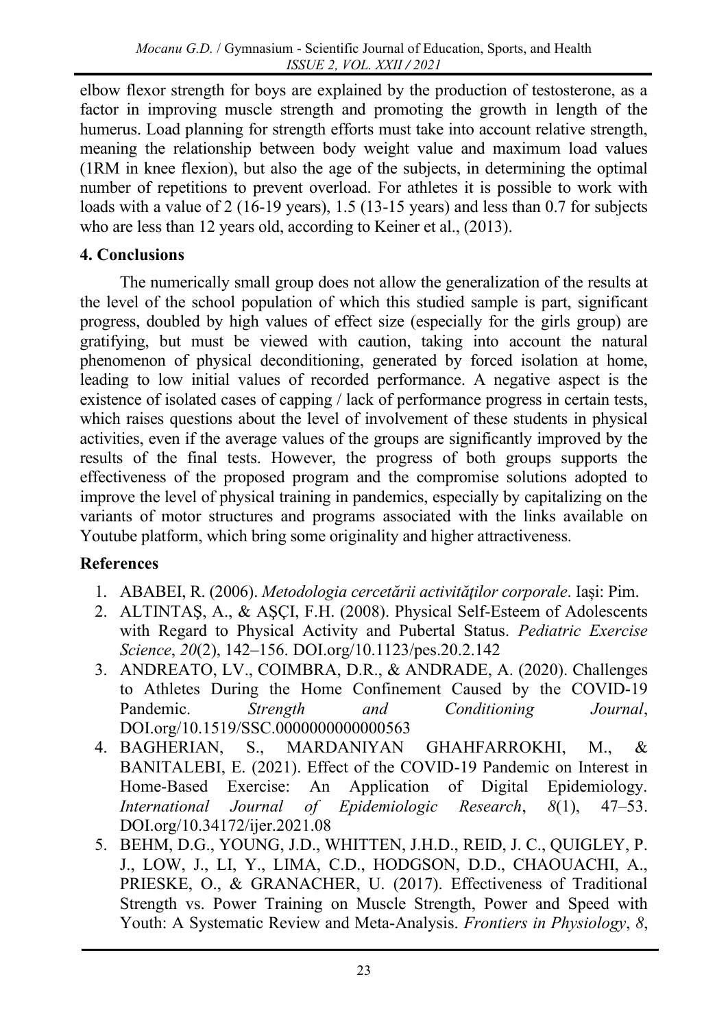elbow flexor strength for boys are explained by the production of testosterone, as a factor in improving muscle strength and promoting the growth in length of the humerus. Load planning for strength efforts must take into account relative strength, meaning the relationship between body weight value and maximum load values (1RM in knee flexion), but also the age of the subjects, in determining the optimal number of repetitions to prevent overload. For athletes it is possible to work with loads with a value of 2 (16-19 years), 1.5 (13-15 years) and less than 0.7 for subjects who are less than 12 years old, according to Keiner et al., (2013).

## 4. Conclusions

The numerically small group does not allow the generalization of the results at the level of the school population of which this studied sample is part, significant progress, doubled by high values of effect size (especially for the girls group) are gratifying, but must be viewed with caution, taking into account the natural phenomenon of physical deconditioning, generated by forced isolation at home, leading to low initial values of recorded performance. A negative aspect is the existence of isolated cases of capping / lack of performance progress in certain tests, which raises questions about the level of involvement of these students in physical activities, even if the average values of the groups are significantly improved by the results of the final tests. However, the progress of both groups supports the effectiveness of the proposed program and the compromise solutions adopted to improve the level of physical training in pandemics, especially by capitalizing on the variants of motor structures and programs associated with the links available on Youtube platform, which bring some originality and higher attractiveness.

## References

1. ABABEI, R. (2006). *Metodologia cercetării activităților corporale*. Iași: Pim.
2. ALTINTAŞ, A., & AŞÇI, F.H. (2008). Physical Self-Esteem of Adolescents with Regard to Physical Activity and Pubertal Status. *Pediatric Exercise Science*, *20*(2), 142–156. DOI.org/10.1123/pes.20.2.142
3. ANDREATO, LV., COIMBRA, D.R., & ANDRADE, A. (2020). Challenges to Athletes During the Home Confinement Caused by the COVID-19 Pandemic. *Strength and Conditioning Journal*, DOI.org/10.1519/SSC.0000000000000563
4. BAGHERIAN, S., MARDANIYAN GHAHFARROKHI, M., & BANITALEBI, E. (2021). Effect of the COVID-19 Pandemic on Interest in Home-Based Exercise: An Application of Digital Epidemiology. *International Journal of Epidemiologic Research*, *8*(1), 47–53. DOI.org/10.34172/ijer.2021.08
5. BEHM, D.G., YOUNG, J.D., WHITTEN, J.H.D., REID, J. C., QUIGLEY, P. J., LOW, J., LI, Y., LIMA, C.D., HODGSON, D.D., CHAOUACHI, A., PRIESKE, O., & GRANACHER, U. (2017). Effectiveness of Traditional Strength vs. Power Training on Muscle Strength, Power and Speed with Youth: A Systematic Review and Meta-Analysis. *Frontiers in Physiology*, *8*,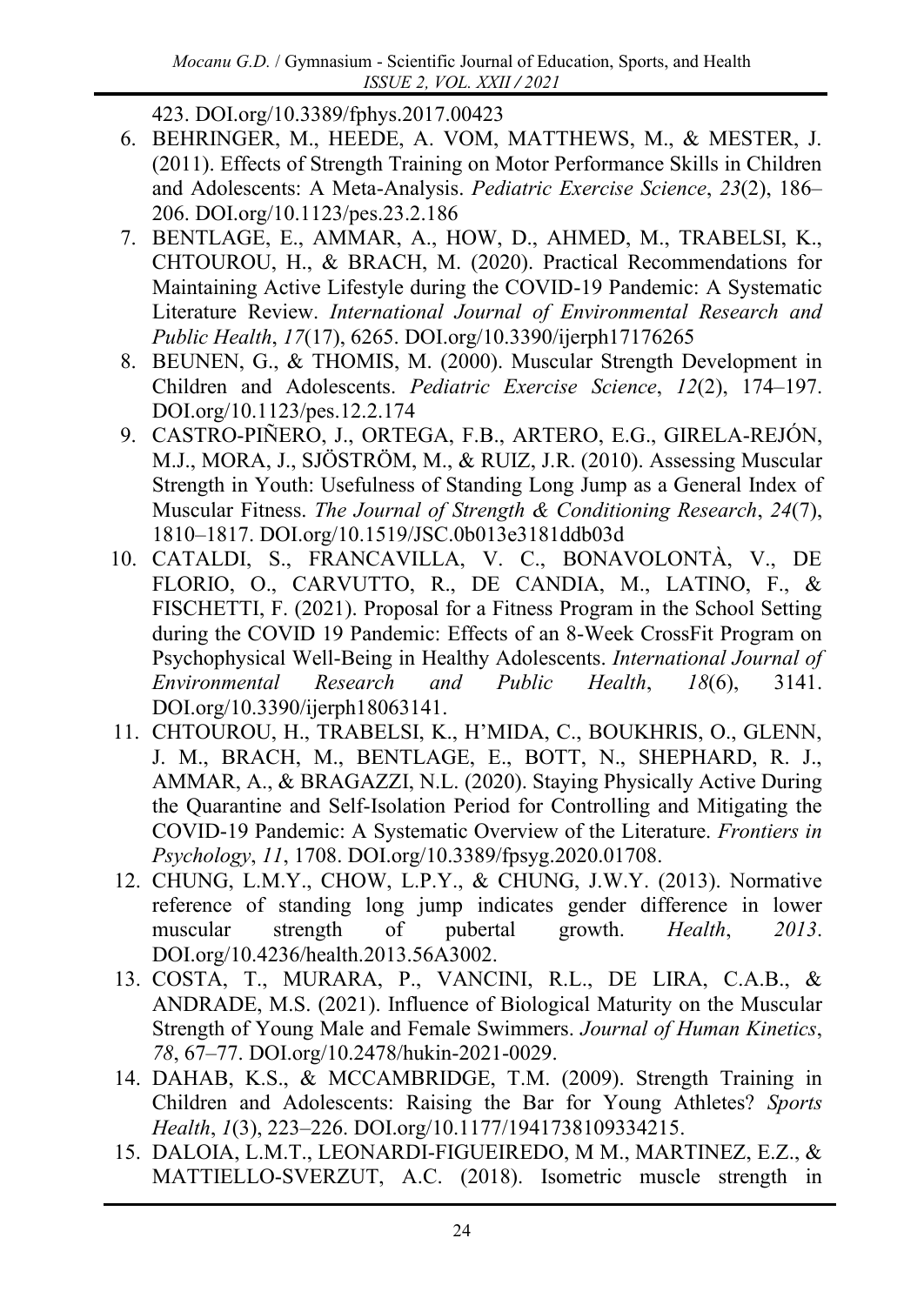423. DOI.org/10.3389/fphys.2017.00423

6. BEHRINGER, M., HEEDE, A. VOM, MATTHEWS, M., & MESTER, J. (2011). Effects of Strength Training on Motor Performance Skills in Children and Adolescents: A Meta-Analysis. *Pediatric Exercise Science*, *23*(2), 186–206. DOI.org/10.1123/pes.23.2.186
7. BENTLAGE, E., AMMAR, A., HOW, D., AHMED, M., TRABELSI, K., CHTOUROU, H., & BRACH, M. (2020). Practical Recommendations for Maintaining Active Lifestyle during the COVID-19 Pandemic: A Systematic Literature Review. *International Journal of Environmental Research and Public Health*, *17*(17), 6265. DOI.org/10.3390/ijerph17176265
8. BEUNEN, G., & THOMIS, M. (2000). Muscular Strength Development in Children and Adolescents. *Pediatric Exercise Science*, *12*(2), 174–197. DOI.org/10.1123/pes.12.2.174
9. CASTRO-PIÑERO, J., ORTEGA, F.B., ARTERO, E.G., GIRELA-REJÓN, M.J., MORA, J., SJÖSTRÖM, M., & RUIZ, J.R. (2010). Assessing Muscular Strength in Youth: Usefulness of Standing Long Jump as a General Index of Muscular Fitness. *The Journal of Strength & Conditioning Research*, *24*(7), 1810–1817. DOI.org/10.1519/JSC.0b013e3181ddb03d
10. CATALDI, S., FRANCAVILLA, V. C., BONAVOLONTÀ, V., DE FLORIO, O., CARVUTTO, R., DE CANDIA, M., LATINO, F., & FISCHETTI, F. (2021). Proposal for a Fitness Program in the School Setting during the COVID 19 Pandemic: Effects of an 8-Week CrossFit Program on Psychophysical Well-Being in Healthy Adolescents. *International Journal of Environmental Research and Public Health*, *18*(6), 3141. DOI.org/10.3390/ijerph18063141.
11. CHTOUROU, H., TRABELSI, K., H'MIDA, C., BOUKHRIS, O., GLENN, J. M., BRACH, M., BENTLAGE, E., BOTT, N., SHEPHARD, R. J., AMMAR, A., & BRAGAZZI, N.L. (2020). Staying Physically Active During the Quarantine and Self-Isolation Period for Controlling and Mitigating the COVID-19 Pandemic: A Systematic Overview of the Literature. *Frontiers in Psychology*, *11*, 1708. DOI.org/10.3389/fpsyg.2020.01708.
12. CHUNG, L.M.Y., CHOW, L.P.Y., & CHUNG, J.W.Y. (2013). Normative reference of standing long jump indicates gender difference in lower muscular strength of pubertal growth. *Health*, *2013*. DOI.org/10.4236/health.2013.56A3002.
13. COSTA, T., MURARA, P., VANCINI, R.L., DE LIRA, C.A.B., & ANDRADE, M.S. (2021). Influence of Biological Maturity on the Muscular Strength of Young Male and Female Swimmers. *Journal of Human Kinetics*, *78*, 67–77. DOI.org/10.2478/hukin-2021-0029.
14. DAHAB, K.S., & MCCAMBRIDGE, T.M. (2009). Strength Training in Children and Adolescents: Raising the Bar for Young Athletes? *Sports Health*, *1*(3), 223–226. DOI.org/10.1177/1941738109334215.
15. DALOIA, L.M.T., LEONARDI-FIGUEIREDO, M M., MARTINEZ, E.Z., & MATTIELLO-SVERZUT, A.C. (2018). Isometric muscle strength in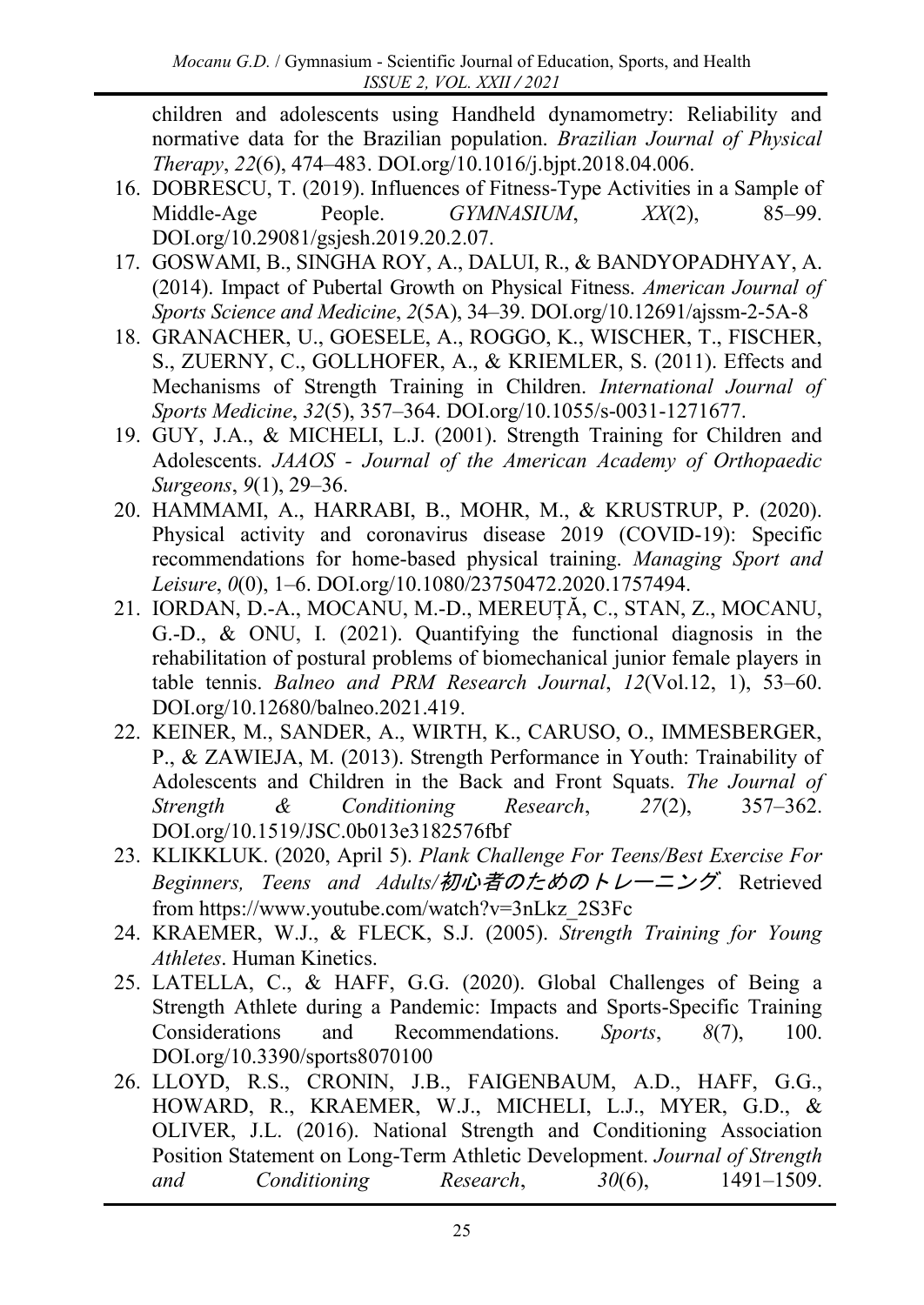children and adolescents using Handheld dynamometry: Reliability and normative data for the Brazilian population. *Brazilian Journal of Physical Therapy*, *22*(6), 474–483. DOI.org/10.1016/j.bjpt.2018.04.006.

16. DOBRESCU, T. (2019). Influences of Fitness-Type Activities in a Sample of Middle-Age People. *GYMNASIUM*, *XX*(2), 85–99. DOI.org/10.29081/gsjesh.2019.20.2.07.
17. GOSWAMI, B., SINGHA ROY, A., DALUI, R., & BANDYOPADHYAY, A. (2014). Impact of Pubertal Growth on Physical Fitness. *American Journal of Sports Science and Medicine*, *2*(5A), 34–39. DOI.org/10.12691/ajssm-2-5A-8
18. GRANACHER, U., GOESELE, A., ROGGO, K., WISCHER, T., FISCHER, S., ZUERNY, C., GOLLHOFER, A., & KRIEMLER, S. (2011). Effects and Mechanisms of Strength Training in Children. *International Journal of Sports Medicine*, *32*(5), 357–364. DOI.org/10.1055/s-0031-1271677.
19. GUY, J.A., & MICHELI, L.J. (2001). Strength Training for Children and Adolescents. *JAAOS - Journal of the American Academy of Orthopaedic Surgeons*, *9*(1), 29–36.
20. HAMMAMI, A., HARRABI, B., MOHR, M., & KRUSTRUP, P. (2020). Physical activity and coronavirus disease 2019 (COVID-19): Specific recommendations for home-based physical training. *Managing Sport and Leisure*, *0*(0), 1–6. DOI.org/10.1080/23750472.2020.1757494.
21. IORDAN, D.-A., MOCANU, M.-D., MEREUȚĂ, C., STAN, Z., MOCANU, G.-D., & ONU, I. (2021). Quantifying the functional diagnosis in the rehabilitation of postural problems of biomechanical junior female players in table tennis. *Balneo and PRM Research Journal*, *12*(Vol.12, 1), 53–60. DOI.org/10.12680/balneo.2021.419.
22. KEINER, M., SANDER, A., WIRTH, K., CARUSO, O., IMMESBERGER, P., & ZAWIEJA, M. (2013). Strength Performance in Youth: Trainability of Adolescents and Children in the Back and Front Squats. *The Journal of Strength & Conditioning Research*, *27*(2), 357–362. DOI.org/10.1519/JSC.0b013e3182576fbf
23. KLIKKLUK. (2020, April 5). *Plank Challenge For Teens/Best Exercise For Beginners, Teens and Adults/初心者のためのトレーニング*. Retrieved from https://www.youtube.com/watch?v=3nLkz_2S3Fc
24. KRAEMER, W.J., & FLECK, S.J. (2005). *Strength Training for Young Athletes*. Human Kinetics.
25. LATELLA, C., & HAFF, G.G. (2020). Global Challenges of Being a Strength Athlete during a Pandemic: Impacts and Sports-Specific Training Considerations and Recommendations. *Sports*, *8*(7), 100. DOI.org/10.3390/sports8070100
26. LLOYD, R.S., CRONIN, J.B., FAIGENBAUM, A.D., HAFF, G.G., HOWARD, R., KRAEMER, W.J., MICHELI, L.J., MYER, G.D., & OLIVER, J.L. (2016). National Strength and Conditioning Association Position Statement on Long-Term Athletic Development. *Journal of Strength and Conditioning Research*, *30*(6), 1491–1509.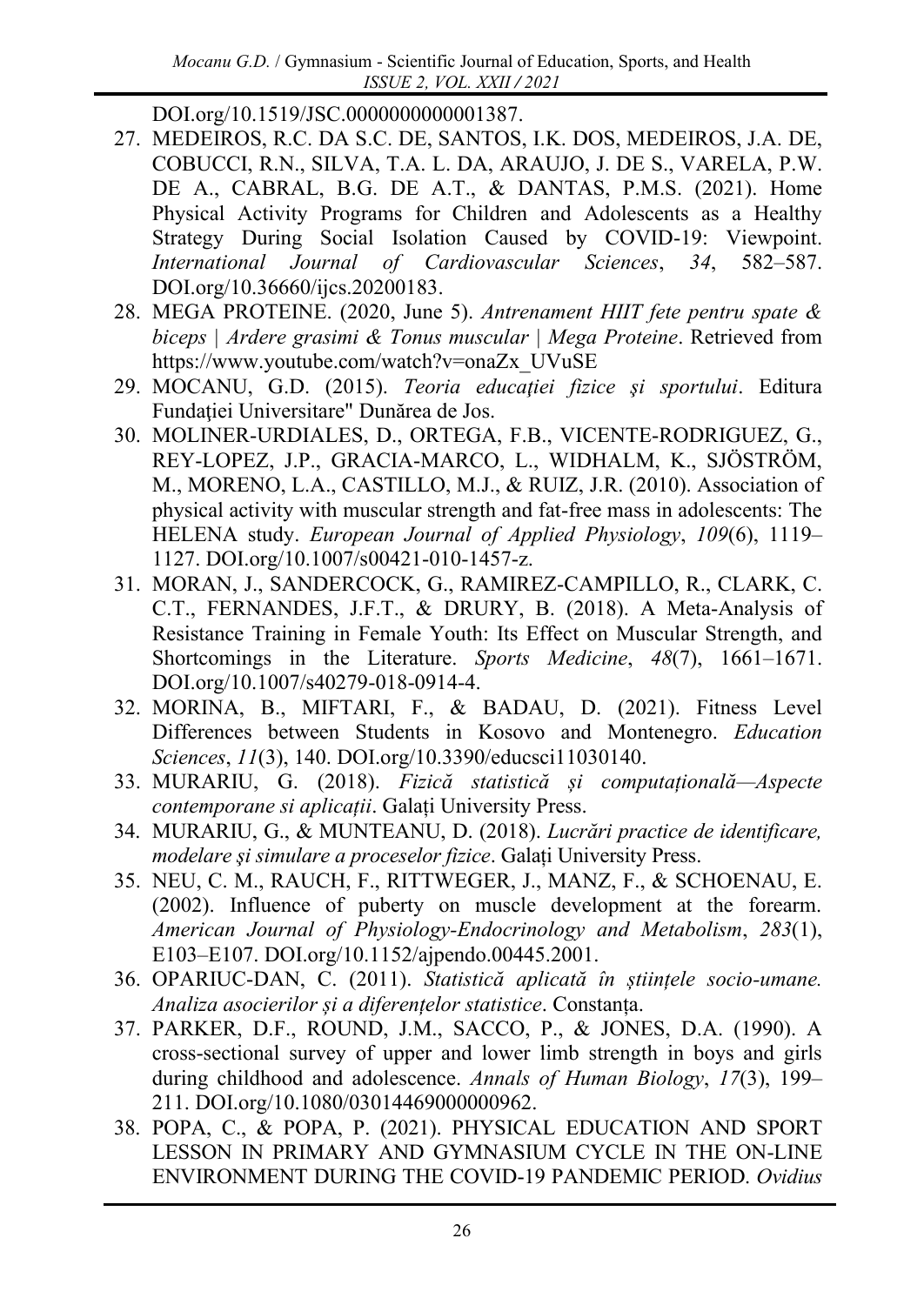DOI.org/10.1519/JSC.0000000000001387.

27. MEDEIROS, R.C. DA S.C. DE, SANTOS, I.K. DOS, MEDEIROS, J.A. DE, COBUCCI, R.N., SILVA, T.A. L. DA, ARAUJO, J. DE S., VARELA, P.W. DE A., CABRAL, B.G. DE A.T., & DANTAS, P.M.S. (2021). Home Physical Activity Programs for Children and Adolescents as a Healthy Strategy During Social Isolation Caused by COVID-19: Viewpoint. *International Journal of Cardiovascular Sciences*, *34*, 582–587. DOI.org/10.36660/ijcs.20200183.
28. MEGA PROTEINE. (2020, June 5). *Antrenament HIIT fete pentru spate & biceps | Ardere grasimi & Tonus muscular | Mega Proteine*. Retrieved from https://www.youtube.com/watch?v=onaZx_UVuSE
29. MOCANU, G.D. (2015). *Teoria educaţiei fizice şi sportului*. Editura Fundaţiei Universitare" Dunărea de Jos.
30. MOLINER-URDIALES, D., ORTEGA, F.B., VICENTE-RODRIGUEZ, G., REY-LOPEZ, J.P., GRACIA-MARCO, L., WIDHALM, K., SJÖSTRÖM, M., MORENO, L.A., CASTILLO, M.J., & RUIZ, J.R. (2010). Association of physical activity with muscular strength and fat-free mass in adolescents: The HELENA study. *European Journal of Applied Physiology*, *109*(6), 1119–1127. DOI.org/10.1007/s00421-010-1457-z.
31. MORAN, J., SANDERCOCK, G., RAMIREZ-CAMPILLO, R., CLARK, C. C.T., FERNANDES, J.F.T., & DRURY, B. (2018). A Meta-Analysis of Resistance Training in Female Youth: Its Effect on Muscular Strength, and Shortcomings in the Literature. *Sports Medicine*, *48*(7), 1661–1671. DOI.org/10.1007/s40279-018-0914-4.
32. MORINA, B., MIFTARI, F., & BADAU, D. (2021). Fitness Level Differences between Students in Kosovo and Montenegro. *Education Sciences*, *11*(3), 140. DOI.org/10.3390/educsci11030140.
33. MURARIU, G. (2018). *Fizică statistică și computațională—Aspecte contemporane si aplicații*. Galați University Press.
34. MURARIU, G., & MUNTEANU, D. (2018). *Lucrări practice de identificare, modelare şi simulare a proceselor fizice*. Galați University Press.
35. NEU, C. M., RAUCH, F., RITTWEGER, J., MANZ, F., & SCHOENAU, E. (2002). Influence of puberty on muscle development at the forearm. *American Journal of Physiology-Endocrinology and Metabolism*, *283*(1), E103–E107. DOI.org/10.1152/ajpendo.00445.2001.
36. OPARIUC-DAN, C. (2011). *Statistică aplicată în științele socio-umane. Analiza asocierilor și a diferențelor statistice*. Constanța.
37. PARKER, D.F., ROUND, J.M., SACCO, P., & JONES, D.A. (1990). A cross-sectional survey of upper and lower limb strength in boys and girls during childhood and adolescence. *Annals of Human Biology*, *17*(3), 199–211. DOI.org/10.1080/03014469000000962.
38. POPA, C., & POPA, P. (2021). PHYSICAL EDUCATION AND SPORT LESSON IN PRIMARY AND GYMNASIUM CYCLE IN THE ON-LINE ENVIRONMENT DURING THE COVID-19 PANDEMIC PERIOD. *Ovidius*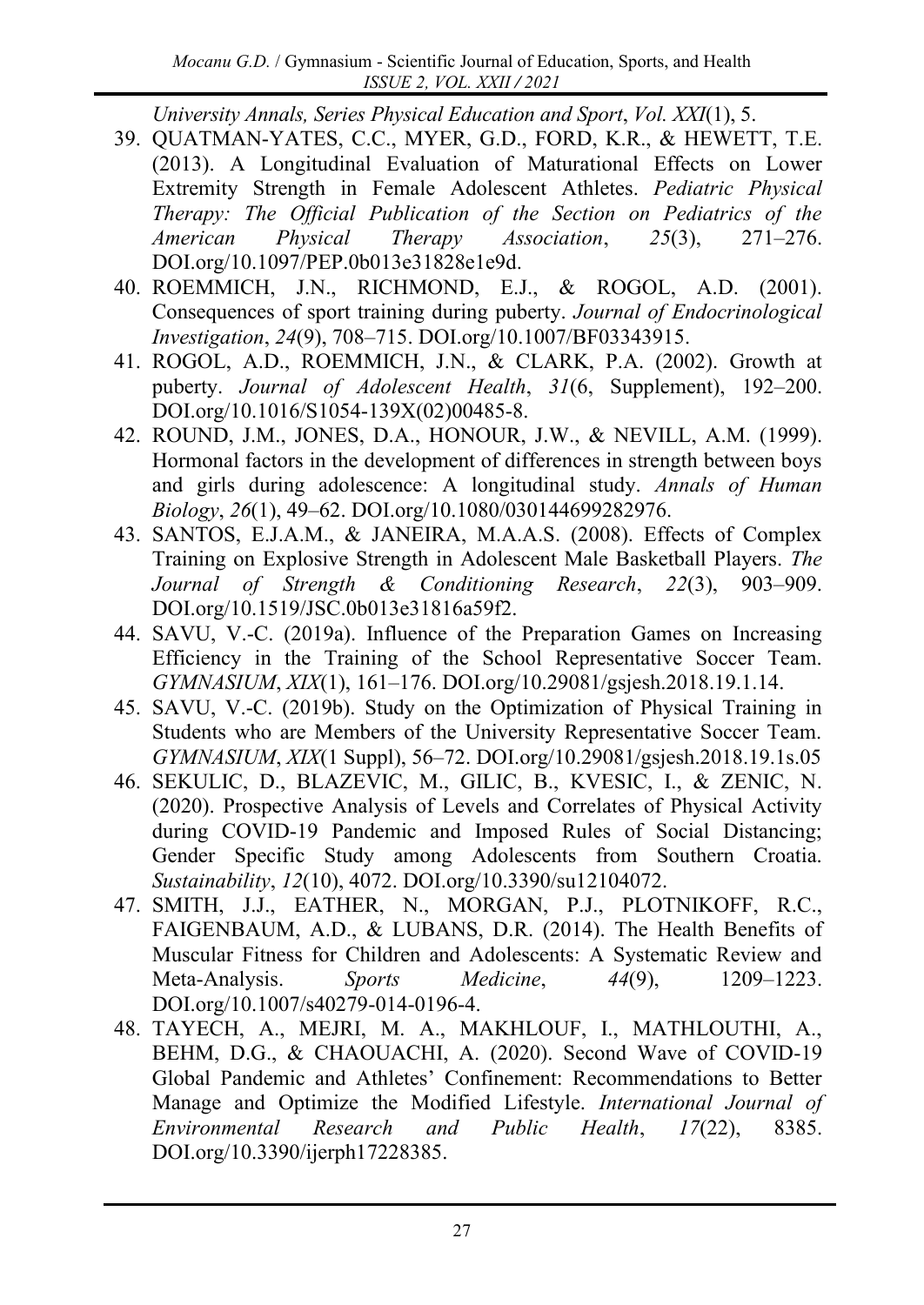*University Annals, Series Physical Education and Sport*, *Vol. XXI*(1), 5.

39. QUATMAN-YATES, C.C., MYER, G.D., FORD, K.R., & HEWETT, T.E. (2013). A Longitudinal Evaluation of Maturational Effects on Lower Extremity Strength in Female Adolescent Athletes. *Pediatric Physical Therapy: The Official Publication of the Section on Pediatrics of the American Physical Therapy Association*, *25*(3), 271–276. DOI.org/10.1097/PEP.0b013e31828e1e9d.
40. ROEMMICH, J.N., RICHMOND, E.J., & ROGOL, A.D. (2001). Consequences of sport training during puberty. *Journal of Endocrinological Investigation*, *24*(9), 708–715. DOI.org/10.1007/BF03343915.
41. ROGOL, A.D., ROEMMICH, J.N., & CLARK, P.A. (2002). Growth at puberty. *Journal of Adolescent Health*, *31*(6, Supplement), 192–200. DOI.org/10.1016/S1054-139X(02)00485-8.
42. ROUND, J.M., JONES, D.A., HONOUR, J.W., & NEVILL, A.M. (1999). Hormonal factors in the development of differences in strength between boys and girls during adolescence: A longitudinal study. *Annals of Human Biology*, *26*(1), 49–62. DOI.org/10.1080/030144699282976.
43. SANTOS, E.J.A.M., & JANEIRA, M.A.A.S. (2008). Effects of Complex Training on Explosive Strength in Adolescent Male Basketball Players. *The Journal of Strength & Conditioning Research*, *22*(3), 903–909. DOI.org/10.1519/JSC.0b013e31816a59f2.
44. SAVU, V.-C. (2019a). Influence of the Preparation Games on Increasing Efficiency in the Training of the School Representative Soccer Team. *GYMNASIUM*, *XIX*(1), 161–176. DOI.org/10.29081/gsjesh.2018.19.1.14.
45. SAVU, V.-C. (2019b). Study on the Optimization of Physical Training in Students who are Members of the University Representative Soccer Team. *GYMNASIUM*, *XIX*(1 Suppl), 56–72. DOI.org/10.29081/gsjesh.2018.19.1s.05
46. SEKULIC, D., BLAZEVIC, M., GILIC, B., KVESIC, I., & ZENIC, N. (2020). Prospective Analysis of Levels and Correlates of Physical Activity during COVID-19 Pandemic and Imposed Rules of Social Distancing; Gender Specific Study among Adolescents from Southern Croatia. *Sustainability*, *12*(10), 4072. DOI.org/10.3390/su12104072.
47. SMITH, J.J., EATHER, N., MORGAN, P.J., PLOTNIKOFF, R.C., FAIGENBAUM, A.D., & LUBANS, D.R. (2014). The Health Benefits of Muscular Fitness for Children and Adolescents: A Systematic Review and Meta-Analysis. *Sports Medicine*, *44*(9), 1209–1223. DOI.org/10.1007/s40279-014-0196-4.
48. TAYECH, A., MEJRI, M. A., MAKHLOUF, I., MATHLOUTHI, A., BEHM, D.G., & CHAOUACHI, A. (2020). Second Wave of COVID-19 Global Pandemic and Athletes' Confinement: Recommendations to Better Manage and Optimize the Modified Lifestyle. *International Journal of Environmental Research and Public Health*, *17*(22), 8385. DOI.org/10.3390/ijerph17228385.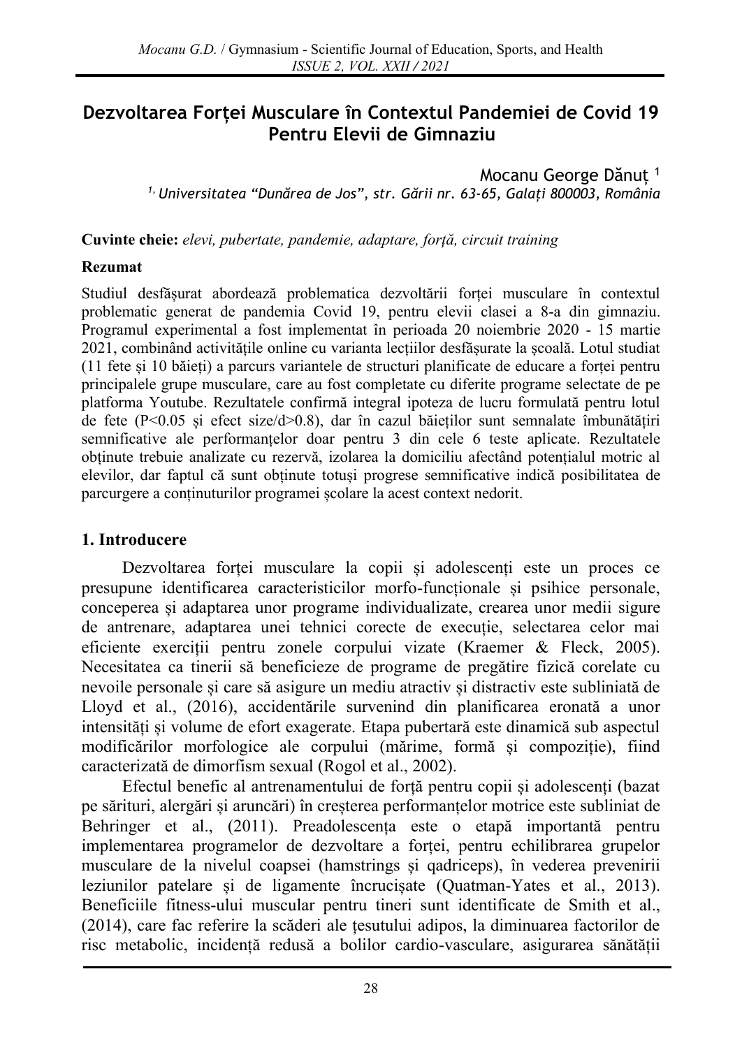# Dezvoltarea Forței Musculare în Contextul Pandemiei de Covid 19 Pentru Elevii de Gimnaziu

Mocanu George Dănuț [1]

[1] *Universitatea "Dunărea de Jos", str. Gării nr. 63-65, Galați 800003, România*

**Cuvinte cheie:** *elevi, pubertate, pandemie, adaptare, forță, circuit training*

**Rezumat**

Studiul desfășurat abordează problematica dezvoltării forței musculare în contextul problematic generat de pandemia Covid 19, pentru elevii clasei a 8-a din gimnaziu. Programul experimental a fost implementat în perioada 20 noiembrie 2020 - 15 martie 2021, combinând activitățile online cu varianta lecțiilor desfășurate la școală. Lotul studiat (11 fete și 10 băieți) a parcurs variantele de structuri planificate de educare a forței pentru principalele grupe musculare, care au fost completate cu diferite programe selectate de pe platforma Youtube. Rezultatele confirmă integral ipoteza de lucru formulată pentru lotul de fete ($P<0.05$ și efect size/d>0.8), dar în cazul băieților sunt semnalate îmbunătățiri semnificative ale performanțelor doar pentru 3 din cele 6 teste aplicate. Rezultatele obținute trebuie analizate cu rezervă, izolarea la domiciliu afectând potențialul motric al elevilor, dar faptul că sunt obținute totuși progrese semnificative indică posibilitatea de parcurgere a conținuturilor programei școlare la acest context nedorit.

## 1. Introducere

Dezvoltarea forței musculare la copii și adolescenți este un proces ce presupune identificarea caracteristicilor morfo-funcționale și psihice personale, conceperea și adaptarea unor programe individualizate, crearea unor medii sigure de antrenare, adaptarea unei tehnici corecte de execuție, selectarea celor mai eficiente exerciții pentru zonele corpului vizate (Kraemer & Fleck, 2005). Necesitatea ca tinerii să beneficieze de programe de pregătire fizică corelate cu nevoile personale și care să asigure un mediu atractiv și distractiv este subliniată de Lloyd et al., (2016), accidentările survenind din planificarea eronată a unor intensități și volume de efort exagerate. Etapa pubertară este dinamică sub aspectul modificărilor morfologice ale corpului (mărime, formă și compoziție), fiind caracterizată de dimorfism sexual (Rogol et al., 2002).

Efectul benefic al antrenamentului de forță pentru copii și adolescenți (bazat pe sărituri, alergări și aruncări) în creșterea performanțelor motrice este subliniat de Behringer et al., (2011). Preadolescența este o etapă importantă pentru implementarea programelor de dezvoltare a forței, pentru echilibrarea grupelor musculare de la nivelul coapsei (hamstrings și qadriceps), în vederea prevenirii leziunilor patelare și de ligamente încrucișate (Quatman-Yates et al., 2013). Beneficiile fitness-ului muscular pentru tineri sunt identificate de Smith et al., (2014), care fac referire la scăderi ale țesutului adipos, la diminuarea factorilor de risc metabolic, incidență redusă a bolilor cardio-vasculare, asigurarea sănătății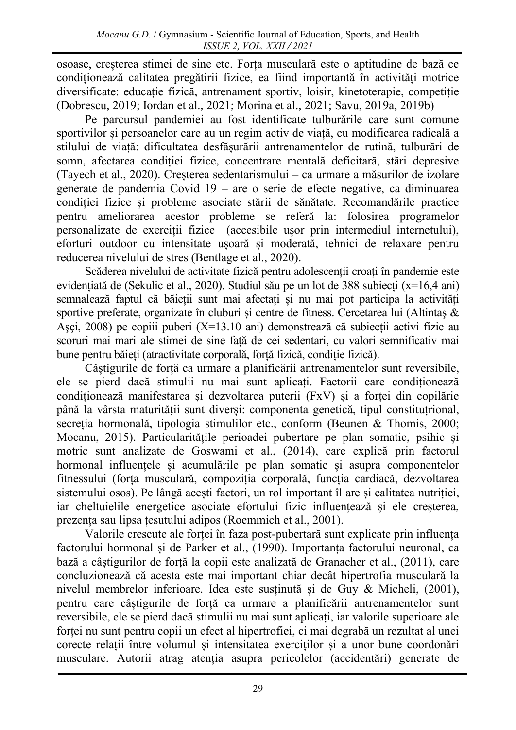osoase, creșterea stimei de sine etc. Forța musculară este o aptitudine de bază ce condiționează calitatea pregătirii fizice, ea fiind importantă în activități motrice diversificate: educație fizică, antrenament sportiv, loisir, kinetoterapie, competiție (Dobrescu, 2019; Iordan et al., 2021; Morina et al., 2021; Savu, 2019a, 2019b)

Pe parcursul pandemiei au fost identificate tulburările care sunt comune sportivilor și persoanelor care au un regim activ de viață, cu modificarea radicală a stilului de viață: dificultatea desfășurării antrenamentelor de rutină, tulburări de somn, afectarea condiției fizice, concentrare mentală deficitară, stări depresive (Tayech et al., 2020). Creșterea sedentarismului – ca urmare a măsurilor de izolare generate de pandemia Covid 19 – are o serie de efecte negative, ca diminuarea condiției fizice și probleme asociate stării de sănătate. Recomandările practice pentru ameliorarea acestor probleme se referă la: folosirea programelor personalizate de exerciții fizice (accesibile ușor prin intermediul internetului), eforturi outdoor cu intensitate ușoară și moderată, tehnici de relaxare pentru reducerea nivelului de stres (Bentlage et al., 2020).

Scăderea nivelului de activitate fizică pentru adolescenții croați în pandemie este evidențiată de (Sekulic et al., 2020). Studiul său pe un lot de 388 subiecți (x=16,4 ani) semnalează faptul că băieții sunt mai afectați și nu mai pot participa la activități sportive preferate, organizate în cluburi și centre de fitness. Cercetarea lui (Altintaş & Aşçi, 2008) pe copiii puberi (X=13.10 ani) demonstrează că subiecții activi fizic au scoruri mai mari ale stimei de sine față de cei sedentari, cu valori semnificativ mai bune pentru băieți (atractivitate corporală, forță fizică, condiție fizică).

Câștigurile de forță ca urmare a planificării antrenamentelor sunt reversibile, ele se pierd dacă stimulii nu mai sunt aplicați. Factorii care condiționează condiționează manifestarea și dezvoltarea puterii (FxV) și a forței din copilărie până la vârsta maturității sunt diverși: componenta genetică, tipul constituțrional, secreția hormonală, tipologia stimulilor etc., conform (Beunen & Thomis, 2000; Mocanu, 2015). Particularitățile perioadei pubertare pe plan somatic, psihic și motric sunt analizate de Goswami et al., (2014), care explică prin factorul hormonal influențele și acumulările pe plan somatic și asupra componentelor fitnessului (forța musculară, compoziția corporală, funcția cardiacă, dezvoltarea sistemului osos). Pe lângă acești factori, un rol important îl are și calitatea nutriției, iar cheltuielile energetice asociate efortului fizic influențează și ele creșterea, prezența sau lipsa țesutului adipos (Roemmich et al., 2001).

Valorile crescute ale forței în faza post-pubertară sunt explicate prin influența factorului hormonal și de Parker et al., (1990). Importanța factorului neuronal, ca bază a câștigurilor de forță la copii este analizată de Granacher et al., (2011), care concluzionează că acesta este mai important chiar decât hipertrofia musculară la nivelul membrelor inferioare. Idea este susținută și de Guy & Micheli, (2001), pentru care câștigurile de forță ca urmare a planificării antrenamentelor sunt reversibile, ele se pierd dacă stimulii nu mai sunt aplicați, iar valorile superioare ale forței nu sunt pentru copii un efect al hipertrofiei, ci mai degrabă un rezultat al unei corecte relații între volumul și intensitatea exercițiilor și a unor bune coordonări musculare. Autorii atrag atenția asupra pericolelor (accidentări) generate de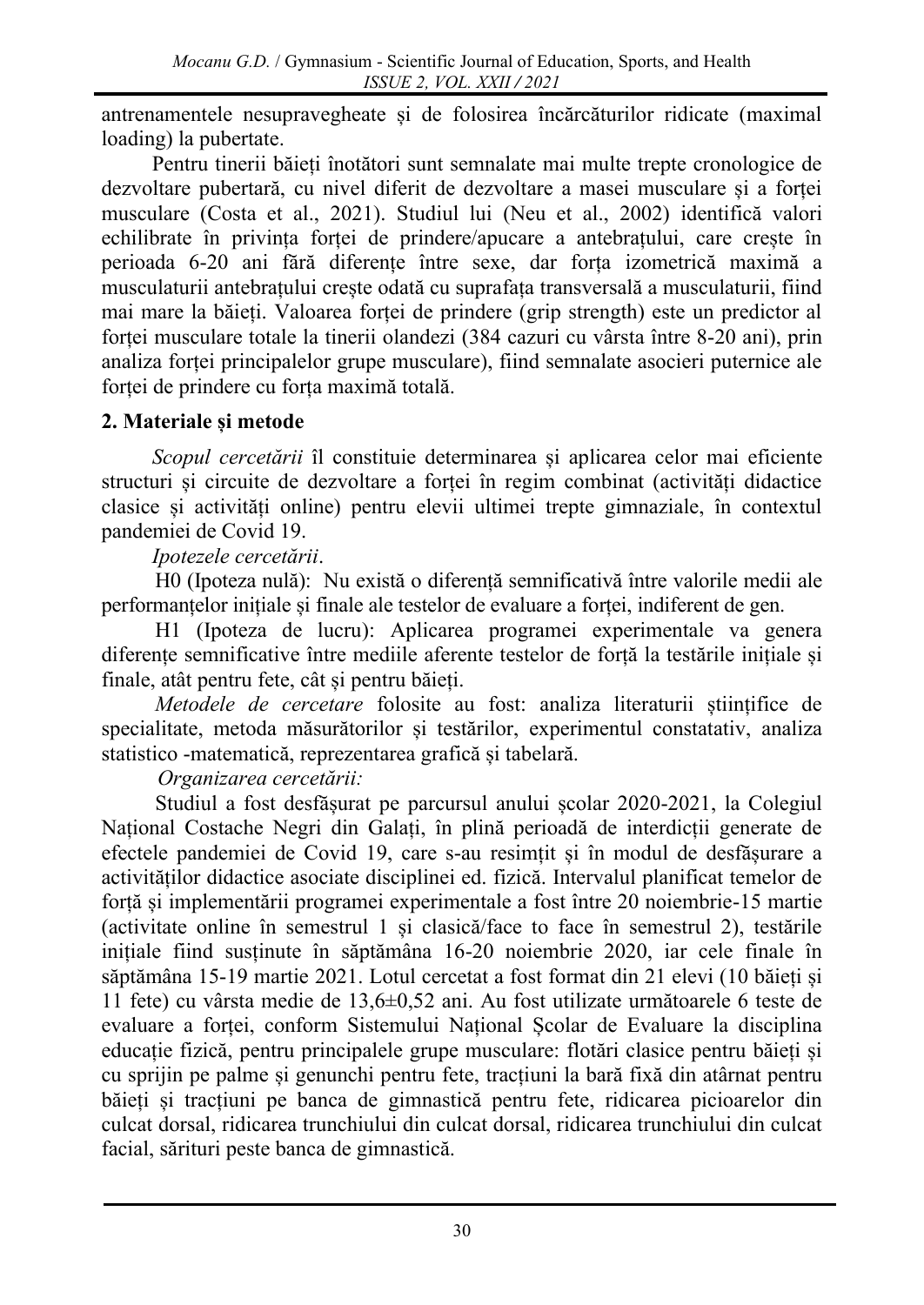antrenamentele nesupravegheate și de folosirea încărcăturilor ridicate (maximal loading) la pubertate.

Pentru tinerii băieți înotători sunt semnalate mai multe trepte cronologice de dezvoltare pubertară, cu nivel diferit de dezvoltare a masei musculare și a forței musculare (Costa et al., 2021). Studiul lui (Neu et al., 2002) identifică valori echilibrate în privința forței de prindere/apucare a antebrațului, care crește în perioada 6-20 ani fără diferențe între sexe, dar forța izometrică maximă a musculaturii antebrațului crește odată cu suprafața transversală a musculaturii, fiind mai mare la băieți. Valoarea forței de prindere (grip strength) este un predictor al forței musculare totale la tinerii olandezi (384 cazuri cu vârsta între 8-20 ani), prin analiza forței principalelor grupe musculare), fiind semnalate asocieri puternice ale forței de prindere cu forța maximă totală.

## 2. Materiale și metode

*Scopul cercetării* îl constituie determinarea și aplicarea celor mai eficiente structuri și circuite de dezvoltare a forței în regim combinat (activități didactice clasice și activități online) pentru elevii ultimei trepte gimnaziale, în contextul pandemiei de Covid 19.

*Ipotezele cercetării*.

H0 (Ipoteza nulă): Nu există o diferență semnificativă între valorile medii ale performanțelor inițiale și finale ale testelor de evaluare a forței, indiferent de gen.

H1 (Ipoteza de lucru): Aplicarea programei experimentale va genera diferențe semnificative între mediile aferente testelor de forță la testările inițiale și finale, atât pentru fete, cât și pentru băieți.

*Metodele de cercetare* folosite au fost: analiza literaturii științifice de specialitate, metoda măsurătorilor și testărilor, experimentul constatativ, analiza statistico -matematică, reprezentarea grafică și tabelară.

*Organizarea cercetării:*

Studiul a fost desfășurat pe parcursul anului școlar 2020-2021, la Colegiul Național Costache Negri din Galați, în plină perioadă de interdicții generate de efectele pandemiei de Covid 19, care s-au resimțit și în modul de desfășurare a activităților didactice asociate disciplinei ed. fizică. Intervalul planificat temelor de forță și implementării programei experimentale a fost între 20 noiembrie-15 martie (activitate online în semestrul 1 și clasică/face to face în semestrul 2), testările inițiale fiind susținute în săptămâna 16-20 noiembrie 2020, iar cele finale în săptămâna 15-19 martie 2021. Lotul cercetat a fost format din 21 elevi (10 băieți și 11 fete) cu vârsta medie de 13,6±0,52 ani. Au fost utilizate următoarele 6 teste de evaluare a forței, conform Sistemului Național Școlar de Evaluare la disciplina educație fizică, pentru principalele grupe musculare: flotări clasice pentru băieți și cu sprijin pe palme și genunchi pentru fete, tracțiuni la bară fixă din atârnat pentru băieți și tracțiuni pe banca de gimnastică pentru fete, ridicarea picioarelor din culcat dorsal, ridicarea trunchiului din culcat dorsal, ridicarea trunchiului din culcat facial, sărituri peste banca de gimnastică.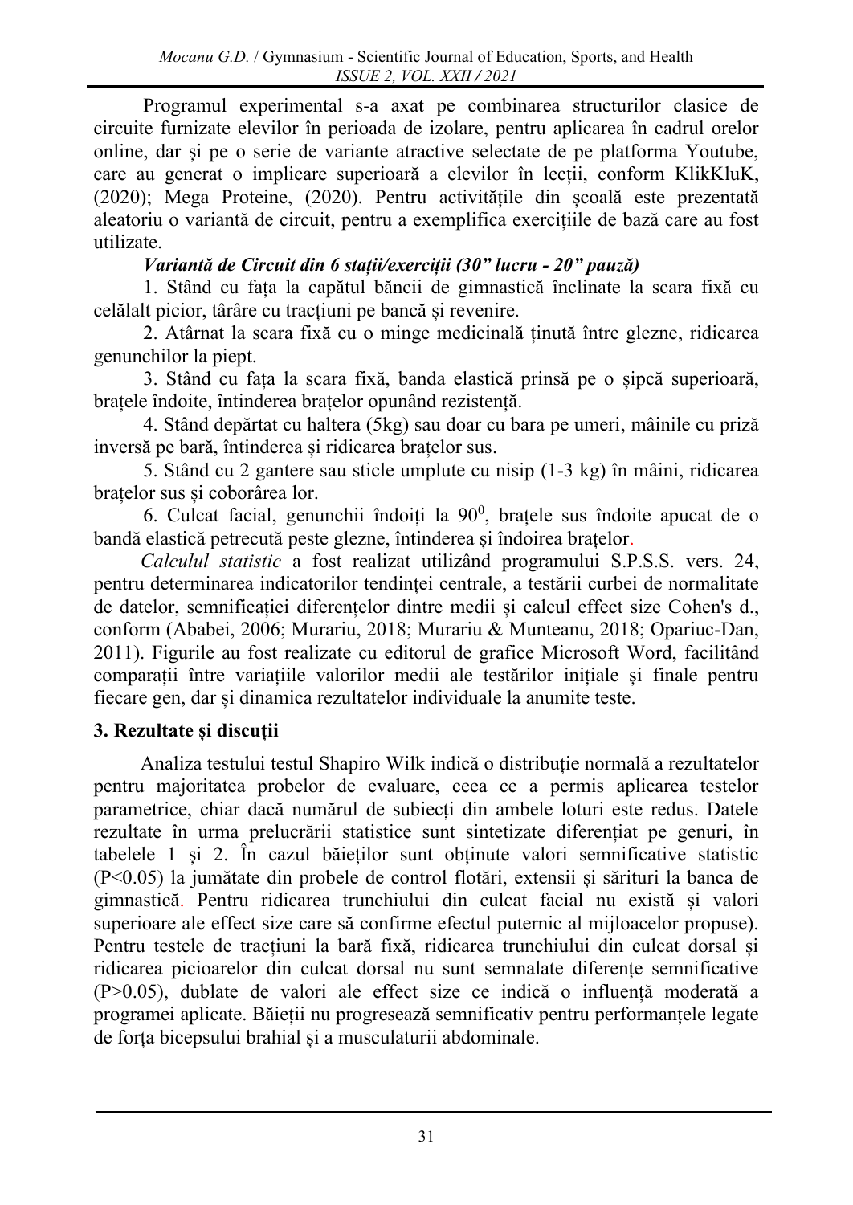Programul experimental s-a axat pe combinarea structurilor clasice de circuite furnizate elevilor în perioada de izolare, pentru aplicarea în cadrul orelor online, dar și pe o serie de variante atractive selectate de pe platforma Youtube, care au generat o implicare superioară a elevilor în lecții, conform KlikKluK, (2020); Mega Proteine, (2020). Pentru activitățile din școală este prezentată aleatoriu o variantă de circuit, pentru a exemplifica exercițiile de bază care au fost utilizate.

***Variantă de Circuit din 6 stații/exerciții (30" lucru - 20" pauză)***

1. Stând cu fața la capătul băncii de gimnastică înclinate la scara fixă cu celălalt picior, târâre cu tracțiuni pe bancă și revenire.
2. Atârnat la scara fixă cu o minge medicinală ținută între glezne, ridicarea genunchilor la piept.
3. Stând cu fața la scara fixă, banda elastică prinsă pe o șipcă superioară, brațele îndoite, întinderea brațelor opunând rezistență.
4. Stând depărtat cu haltera (5kg) sau doar cu bara pe umeri, mâinile cu priză inversă pe bară, întinderea și ridicarea brațelor sus.
5. Stând cu 2 gantere sau sticle umplute cu nisip (1-3 kg) în mâini, ridicarea brațelor sus și coborârea lor.
6. Culcat facial, genunchii îndoiți la $90^0$, brațele sus îndoite apucat de o bandă elastică petrecută peste glezne, întinderea și îndoirea brațelor.

*Calculul statistic* a fost realizat utilizând programului S.P.S.S. vers. 24, pentru determinarea indicatorilor tendinței centrale, a testării curbei de normalitate de datelor, semnificației diferențelor dintre medii și calcul effect size Cohen's d., conform (Ababei, 2006; Murariu, 2018; Murariu & Munteanu, 2018; Opariuc-Dan, 2011). Figurile au fost realizate cu editorul de grafice Microsoft Word, facilitând comparații între variațiile valorilor medii ale testărilor inițiale și finale pentru fiecare gen, dar și dinamica rezultatelor individuale la anumite teste.

## 3. Rezultate și discuții

Analiza testului testul Shapiro Wilk indică o distribuție normală a rezultatelor pentru majoritatea probelor de evaluare, ceea ce a permis aplicarea testelor parametrice, chiar dacă numărul de subiecți din ambele loturi este redus. Datele rezultate în urma prelucrării statistice sunt sintetizate diferențiat pe genuri, în tabelele 1 și 2. În cazul băieților sunt obținute valori semnificative statistic ($P<0.05$) la jumătate din probele de control flotări, extensii și sărituri la banca de gimnastică. Pentru ridicarea trunchiului din culcat facial nu există și valori superioare ale effect size care să confirme efectul puternic al mijloacelor propuse). Pentru testele de tracțiuni la bară fixă, ridicarea trunchiului din culcat dorsal și ridicarea picioarelor din culcat dorsal nu sunt semnalate diferențe semnificative ($P>0.05$), dublate de valori ale effect size ce indică o influență moderată a programei aplicate. Băieții nu progresează semnificativ pentru performanțele legate de forța bicepsului brahial și a musculaturii abdominale.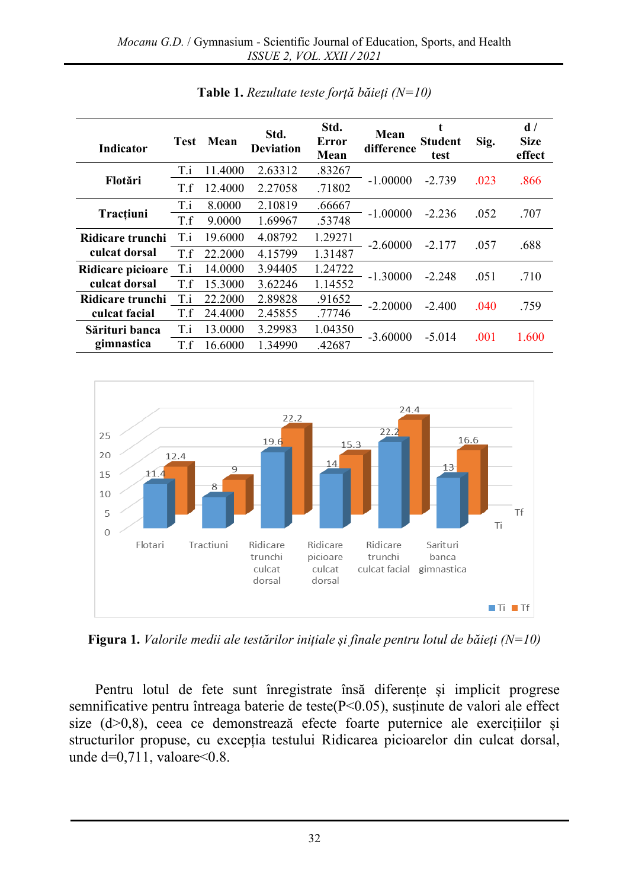**Table 1.** *Rezultate teste forță băieți (N=10)*

| Indicator | Test | Mean | Std. Deviation | Std. Error Mean | Mean difference | t Student test | Sig. | d / Size effect |
|---|---|---|---|---|---|---|---|---|
| Flotări | T.i | 11.4000 | 2.63312 | .83267 | -1.00000 | -2.739 | .023 | .866 |
| | T.f | 12.4000 | 2.27058 | .71802 | | | | |
| Tracțiuni | T.i | 8.0000 | 2.10819 | .66667 | -1.00000 | -2.236 | .052 | .707 |
| | T.f | 9.0000 | 1.69967 | .53748 | | | | |
| Ridicare trunchi culcat dorsal | T.i | 19.6000 | 4.08792 | 1.29271 | -2.60000 | -2.177 | .057 | .688 |
| | T.f | 22.2000 | 4.15799 | 1.31487 | | | | |
| Ridicare picioare culcat dorsal | T.i | 14.0000 | 3.94405 | 1.24722 | -1.30000 | -2.248 | .051 | .710 |
| | T.f | 15.3000 | 3.62246 | 1.14552 | | | | |
| Ridicare trunchi culcat facial | T.i | 22.2000 | 2.89828 | .91652 | -2.20000 | -2.400 | .040 | .759 |
| | T.f | 24.4000 | 2.45855 | .77746 | | | | |
| Sărituri banca gimnastica | T.i | 13.0000 | 3.29983 | 1.04350 | -3.60000 | -5.014 | .001 | 1.600 |
| | T.f | 16.6000 | 1.34990 | .42687 | | | | |

**Figura 1.** *Valorile medii ale testărilor inițiale și finale pentru lotul de băieți (N=10)*

Pentru lotul de fete sunt înregistrate însă diferențe și implicit progrese semnificative pentru întreaga baterie de teste($P<0.05$), susținute de valori ale effect size ($d>0,8$), ceea ce demonstrează efecte foarte puternice ale exercițiilor și structurilor propuse, cu excepția testului Ridicarea picioarelor din culcat dorsal, unde $d=0,711$, valoare<0.8.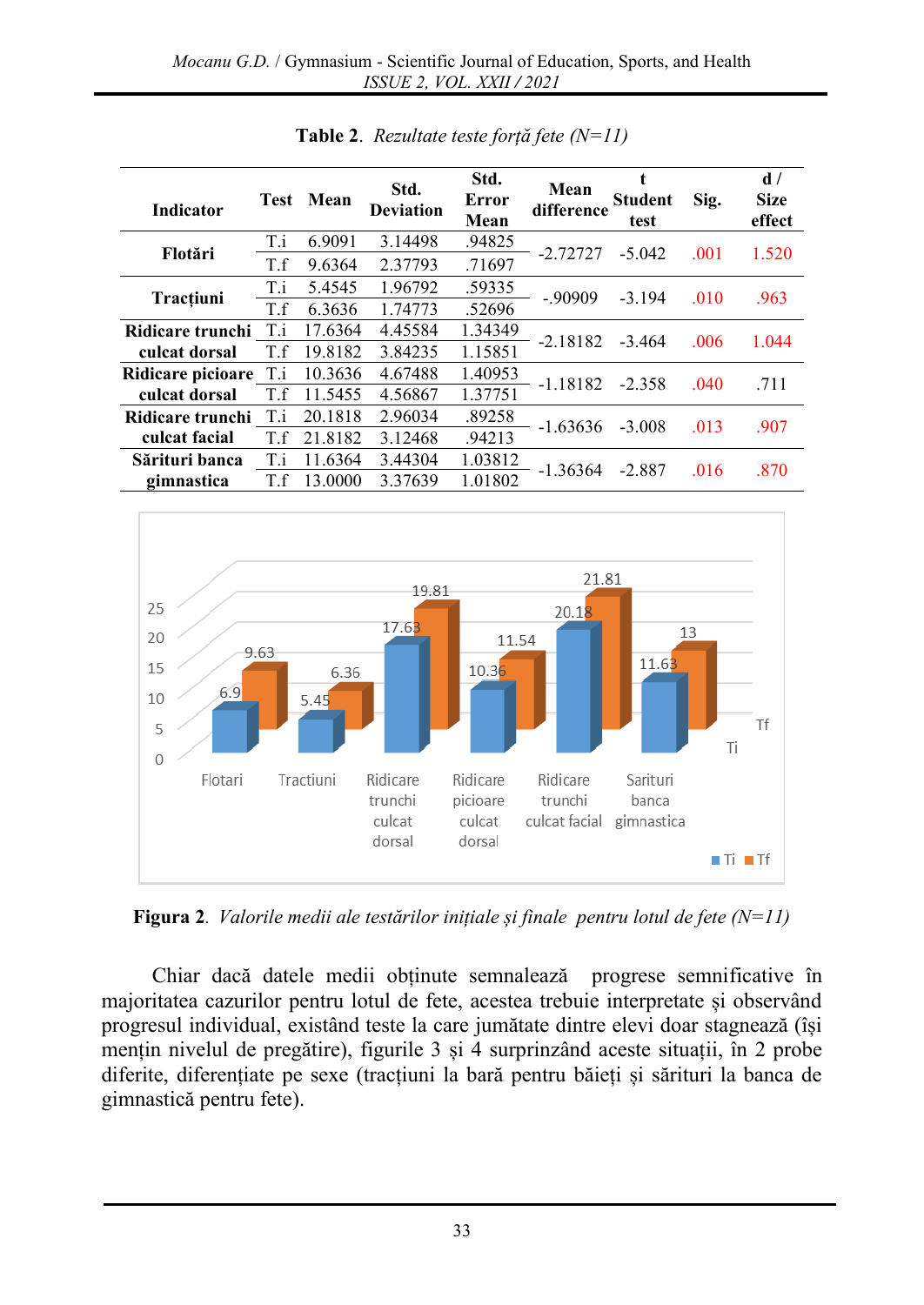**Table 2**. *Rezultate teste forță fete (N=11)*

| Indicator | Test | Mean | Std. Deviation | Std. Error Mean | Mean difference | t Student test | Sig. | d / Size effect |
|---|---|---|---|---|---|---|---|---|
| **Flotări** | T.i | 6.9091 | 3.14498 | .94825 | -2.72727 | -5.042 | .001 | 1.520 |
| | T.f | 9.6364 | 2.37793 | .71697 | | | | |
| **Tracțiuni** | T.i | 5.4545 | 1.96792 | .59335 | -.90909 | -3.194 | .010 | .963 |
| | T.f | 6.3636 | 1.74773 | .52696 | | | | |
| **Ridicare trunchi culcat dorsal** | T.i | 17.6364 | 4.45584 | 1.34349 | -2.18182 | -3.464 | .006 | 1.044 |
| | T.f | 19.8182 | 3.84235 | 1.15851 | | | | |
| **Ridicare picioare culcat dorsal** | T.i | 10.3636 | 4.67488 | 1.40953 | -1.18182 | -2.358 | .040 | .711 |
| | T.f | 11.5455 | 4.56867 | 1.37751 | | | | |
| **Ridicare trunchi culcat facial** | T.i | 20.1818 | 2.96034 | .89258 | -1.63636 | -3.008 | .013 | .907 |
| | T.f | 21.8182 | 3.12468 | .94213 | | | | |
| **Sărituri banca gimnastica** | T.i | 11.6364 | 3.44304 | 1.03812 | -1.36364 | -2.887 | .016 | .870 |
| | T.f | 13.0000 | 3.37639 | 1.01802 | | | | |

**Figura 2**. *Valorile medii ale testărilor inițiale și finale pentru lotul de fete (N=11)*

Chiar dacă datele medii obținute semnalează progrese semnificative în majoritatea cazurilor pentru lotul de fete, acestea trebuie interpretate și observând progresul individual, existând teste la care jumătate dintre elevi doar stagnează (își mențin nivelul de pregătire), figurile 3 și 4 surprinzând aceste situații, în 2 probe diferite, diferențiate pe sexe (tracțiuni la bară pentru băieți și sărituri la banca de gimnastică pentru fete).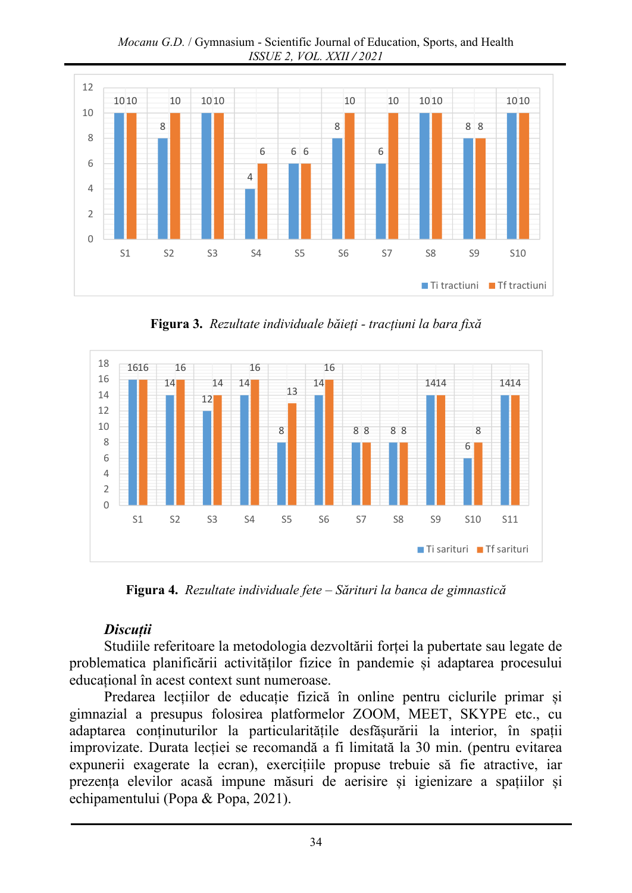| | S1 | S2 | S3 | S4 | S5 | S6 | S7 | S8 | S9 | S10 |
|---|---|---|---|---|---|---|---|---|---|---|
| Ti tractiuni | 10 | 8 | 10 | 4 | 6 | 8 | 6 | 10 | 8 | 10 |
| Tf tractiuni | 10 | 10 | 10 | 6 | 6 | 10 | 10 | 10 | 8 | 10 |

**Figura 3.** *Rezultate individuale băieți - tracțiuni la bara fixă*

| | S1 | S2 | S3 | S4 | S5 | S6 | S7 | S8 | S9 | S10 | S11 |
|---|---|---|---|---|---|---|---|---|---|---|---|
| Ti sarituri | 16 | 14 | 12 | 14 | 8 | 14 | 8 | 8 | 14 | 6 | 14 |
| Tf sarituri | 16 | 16 | 14 | 16 | 13 | 16 | 8 | 8 | 14 | 8 | 14 |

**Figura 4.** *Rezultate individuale fete – Sărituri la banca de gimnastică*

***Discuții***

Studiile referitoare la metodologia dezvoltării forței la pubertate sau legate de problematica planificării activităților fizice în pandemie și adaptarea procesului educațional în acest context sunt numeroase.

Predarea lecțiilor de educație fizică în online pentru ciclurile primar și gimnazial a presupus folosirea platformelor ZOOM, MEET, SKYPE etc., cu adaptarea conținuturilor la particularitățile desfășurării la interior, în spații improvizate. Durata lecției se recomandă a fi limitată la 30 min. (pentru evitarea expunerii exagerate la ecran), exercițiile propuse trebuie să fie atractive, iar prezența elevilor acasă impune măsuri de aerisire și igienizare a spațiilor și echipamentului (Popa & Popa, 2021).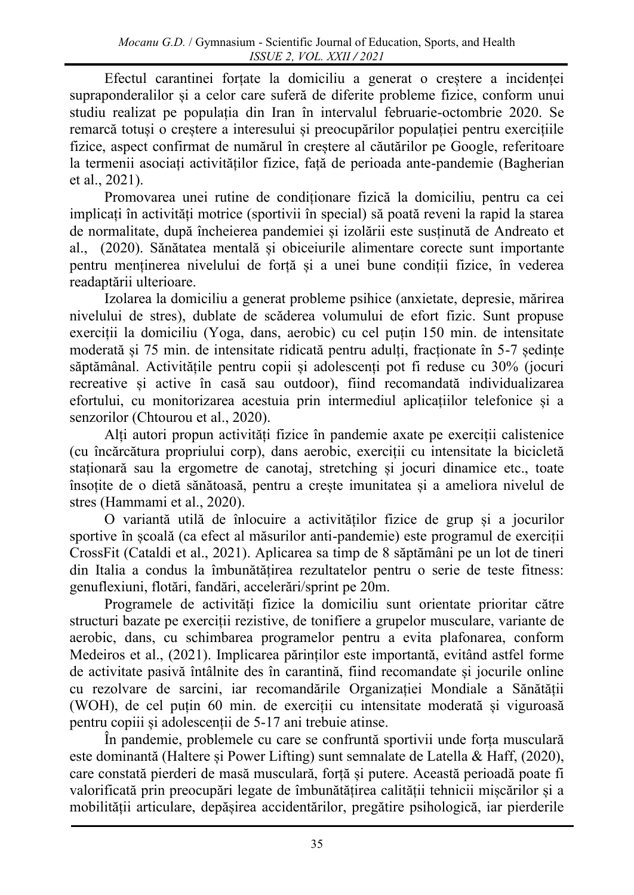Efectul carantinei forțate la domiciliu a generat o creștere a incidenței supraponderalilor și a celor care suferă de diferite probleme fizice, conform unui studiu realizat pe populația din Iran în intervalul februarie-octombrie 2020. Se remarcă totuși o creștere a interesului și preocupărilor populației pentru exercițiile fizice, aspect confirmat de numărul în creștere al căutărilor pe Google, referitoare la termenii asociați activităților fizice, față de perioada ante-pandemie (Bagherian et al., 2021).

Promovarea unei rutine de condiționare fizică la domiciliu, pentru ca cei implicați în activități motrice (sportivii în special) să poată reveni la rapid la starea de normalitate, după încheierea pandemiei și izolării este susținută de Andreato et al., (2020). Sănătatea mentală și obiceiurile alimentare corecte sunt importante pentru menținerea nivelului de forță și a unei bune condiții fizice, în vederea readaptării ulterioare.

Izolarea la domiciliu a generat probleme psihice (anxietate, depresie, mărirea nivelului de stres), dublate de scăderea volumului de efort fizic. Sunt propuse exerciții la domiciliu (Yoga, dans, aerobic) cu cel puțin 150 min. de intensitate moderată și 75 min. de intensitate ridicată pentru adulți, fracționate în 5-7 ședințe săptămânal. Activitățile pentru copii și adolescenți pot fi reduse cu 30% (jocuri recreative și active în casă sau outdoor), fiind recomandată individualizarea efortului, cu monitorizarea acestuia prin intermediul aplicațiilor telefonice și a senzorilor (Chtourou et al., 2020).

Alți autori propun activități fizice în pandemie axate pe exerciții calistenice (cu încărcătura propriului corp), dans aerobic, exerciții cu intensitate la bicicletă staționară sau la ergometre de canotaj, stretching și jocuri dinamice etc., toate însoțite de o dietă sănătoasă, pentru a crește imunitatea și a ameliora nivelul de stres (Hammami et al., 2020).

O variantă utilă de înlocuire a activităților fizice de grup și a jocurilor sportive în școală (ca efect al măsurilor anti-pandemie) este programul de exerciții CrossFit (Cataldi et al., 2021). Aplicarea sa timp de 8 săptămâni pe un lot de tineri din Italia a condus la îmbunătățirea rezultatelor pentru o serie de teste fitness: genuflexiuni, flotări, fandări, accelerări/sprint pe 20m.

Programele de activități fizice la domiciliu sunt orientate prioritar către structuri bazate pe exerciții rezistive, de tonifiere a grupelor musculare, variante de aerobic, dans, cu schimbarea programelor pentru a evita plafonarea, conform Medeiros et al., (2021). Implicarea părinților este importantă, evitând astfel forme de activitate pasivă întâlnite des în carantină, fiind recomandate și jocurile online cu rezolvare de sarcini, iar recomandările Organizației Mondiale a Sănătății (WOH), de cel puțin 60 min. de exerciții cu intensitate moderată și viguroasă pentru copiii și adolescenții de 5-17 ani trebuie atinse.

În pandemie, problemele cu care se confruntă sportivii unde forța musculară este dominantă (Haltere și Power Lifting) sunt semnalate de Latella & Haff, (2020), care constată pierderi de masă musculară, forță și putere. Această perioadă poate fi valorificată prin preocupări legate de îmbunătățirea calității tehnicii mișcărilor și a mobilității articulare, depășirea accidentărilor, pregătire psihologică, iar pierderile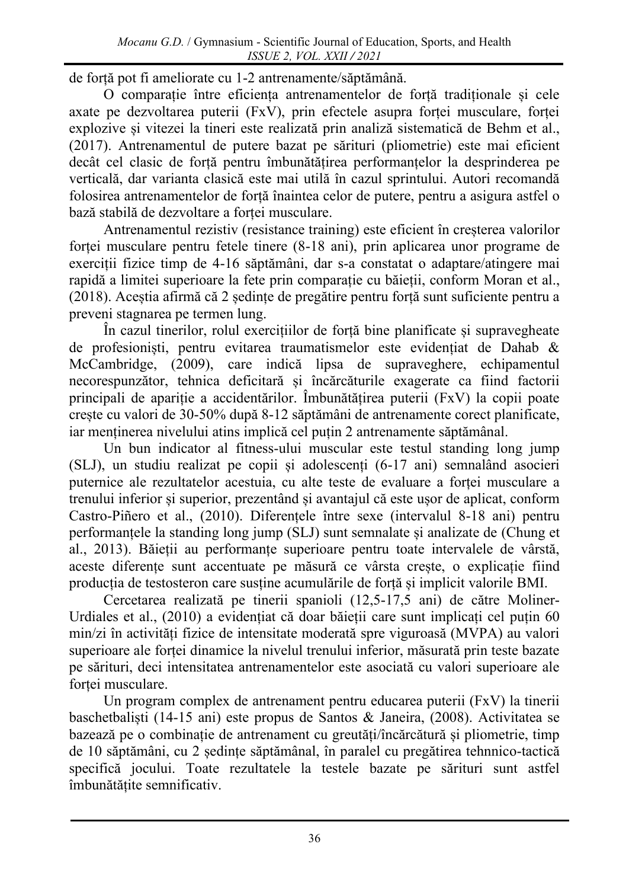de forță pot fi ameliorate cu 1-2 antrenamente/săptămână.

O comparație între eficiența antrenamentelor de forță tradiționale și cele axate pe dezvoltarea puterii (FxV), prin efectele asupra forței musculare, forței explozive și vitezei la tineri este realizată prin analiză sistematică de Behm et al., (2017). Antrenamentul de putere bazat pe sărituri (pliometrie) este mai eficient decât cel clasic de forță pentru îmbunătățirea performanțelor la desprinderea pe verticală, dar varianta clasică este mai utilă în cazul sprintului. Autori recomandă folosirea antrenamentelor de forță înaintea celor de putere, pentru a asigura astfel o bază stabilă de dezvoltare a forței musculare.

Antrenamentul rezistiv (resistance training) este eficient în creșterea valorilor forței musculare pentru fetele tinere (8-18 ani), prin aplicarea unor programe de exerciții fizice timp de 4-16 săptămâni, dar s-a constatat o adaptare/atingere mai rapidă a limitei superioare la fete prin comparație cu băieții, conform Moran et al., (2018). Aceștia afirmă că 2 ședințe de pregătire pentru forță sunt suficiente pentru a preveni stagnarea pe termen lung.

În cazul tinerilor, rolul exercițiilor de forță bine planificate și supravegheate de profesioniști, pentru evitarea traumatismelor este evidențiat de Dahab & McCambridge, (2009), care indică lipsa de supraveghere, echipamentul necorespunzător, tehnica deficitară și încărcăturile exagerate ca fiind factorii principali de apariție a accidentărilor. Îmbunătățirea puterii (FxV) la copii poate crește cu valori de 30-50% după 8-12 săptămâni de antrenamente corect planificate, iar menținerea nivelului atins implică cel puțin 2 antrenamente săptămânal.

Un bun indicator al fitness-ului muscular este testul standing long jump (SLJ), un studiu realizat pe copii și adolescenți (6-17 ani) semnalând asocieri puternice ale rezultatelor acestuia, cu alte teste de evaluare a forței musculare a trenului inferior și superior, prezentând și avantajul că este ușor de aplicat, conform Castro-Piñero et al., (2010). Diferențele între sexe (intervalul 8-18 ani) pentru performanțele la standing long jump (SLJ) sunt semnalate și analizate de (Chung et al., 2013). Băieții au performanțe superioare pentru toate intervalele de vârstă, aceste diferențe sunt accentuate pe măsură ce vârsta crește, o explicație fiind producția de testosteron care susține acumulările de forță și implicit valorile BMI.

Cercetarea realizată pe tinerii spanioli (12,5-17,5 ani) de către Moliner-Urdiales et al., (2010) a evidențiat că doar băieții care sunt implicați cel puțin 60 min/zi în activități fizice de intensitate moderată spre viguroasă (MVPA) au valori superioare ale forței dinamice la nivelul trenului inferior, măsurată prin teste bazate pe sărituri, deci intensitatea antrenamentelor este asociată cu valori superioare ale forței musculare.

Un program complex de antrenament pentru educarea puterii (FxV) la tinerii baschetbaliști (14-15 ani) este propus de Santos & Janeira, (2008). Activitatea se bazează pe o combinație de antrenament cu greutăți/încărcătură și pliometrie, timp de 10 săptămâni, cu 2 ședințe săptămânal, în paralel cu pregătirea tehnico-tactică specifică jocului. Toate rezultatele la testele bazate pe sărituri sunt astfel îmbunătățite semnificativ.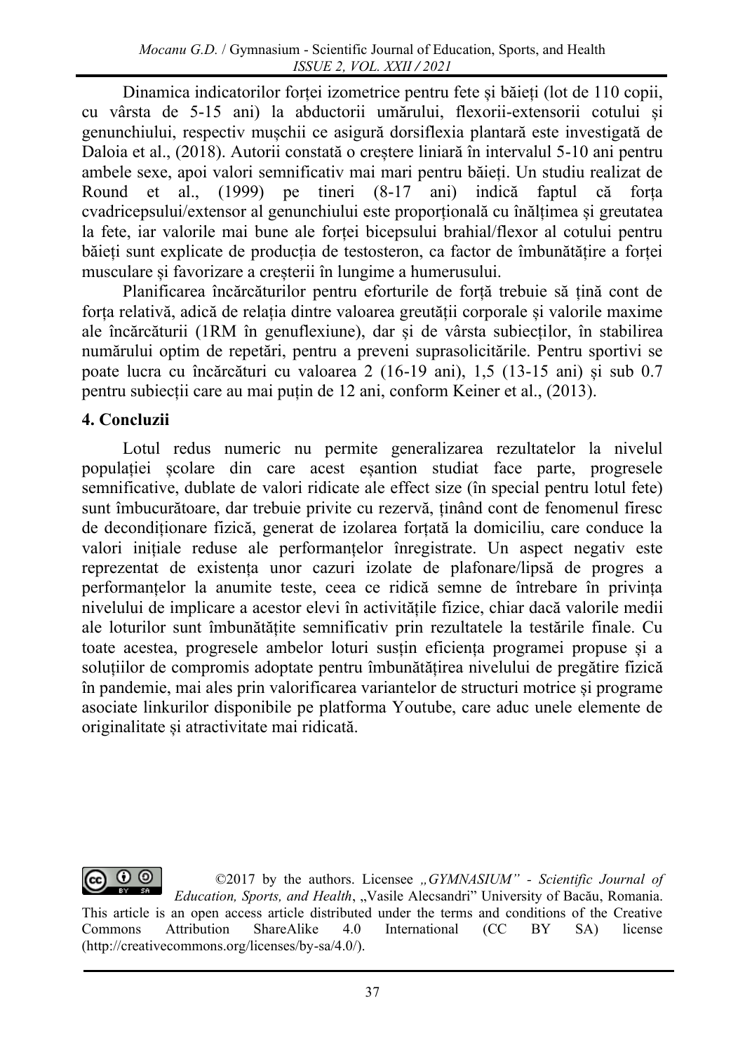Dinamica indicatorilor forței izometrice pentru fete și băieți (lot de 110 copii, cu vârsta de 5-15 ani) la abductorii umărului, flexorii-extensorii cotului și genunchiului, respectiv mușchii ce asigură dorsiflexia plantară este investigată de Daloia et al., (2018). Autorii constată o creștere liniară în intervalul 5-10 ani pentru ambele sexe, apoi valori semnificativ mai mari pentru băieți. Un studiu realizat de Round et al., (1999) pe tineri (8-17 ani) indică faptul că forța cvadricepsului/extensor al genunchiului este proporțională cu înălțimea și greutatea la fete, iar valorile mai bune ale forței bicepsului brahial/flexor al cotului pentru băieți sunt explicate de producția de testosteron, ca factor de îmbunătățire a forței musculare și favorizare a creșterii în lungime a humerusului.

Planificarea încărcăturilor pentru eforturile de forță trebuie să țină cont de forța relativă, adică de relația dintre valoarea greutății corporale și valorile maxime ale încărcăturii (1RM în genuflexiune), dar și de vârsta subiecților, în stabilirea numărului optim de repetări, pentru a preveni suprasolicitările. Pentru sportivi se poate lucra cu încărcături cu valoarea 2 (16-19 ani), 1,5 (13-15 ani) și sub 0.7 pentru subiecții care au mai puțin de 12 ani, conform Keiner et al., (2013).

## 4. Concluzii

Lotul redus numeric nu permite generalizarea rezultatelor la nivelul populației școlare din care acest eșantion studiat face parte, progresele semnificative, dublate de valori ridicate ale effect size (în special pentru lotul fete) sunt îmbucurătoare, dar trebuie privite cu rezervă, ținând cont de fenomenul firesc de decondiționare fizică, generat de izolarea forțată la domiciliu, care conduce la valori inițiale reduse ale performanțelor înregistrate. Un aspect negativ este reprezentat de existența unor cazuri izolate de plafonare/lipsă de progres a performanțelor la anumite teste, ceea ce ridică semne de întrebare în privința nivelului de implicare a acestor elevi în activitățile fizice, chiar dacă valorile medii ale loturilor sunt îmbunătățite semnificativ prin rezultatele la testările finale. Cu toate acestea, progresele ambelor loturi susțin eficiența programei propuse și a soluțiilor de compromis adoptate pentru îmbunătățirea nivelului de pregătire fizică în pandemie, mai ales prin valorificarea variantelor de structuri motrice și programe asociate linkurilor disponibile pe platforma Youtube, care aduc unele elemente de originalitate și atractivitate mai ridicată.

©2017 by the authors. Licensee *„GYMNASIUM" - Scientific Journal of Education, Sports, and Health*, „Vasile Alecsandri" University of Bacău, Romania. This article is an open access article distributed under the terms and conditions of the Creative Commons Attribution ShareAlike 4.0 International (CC BY SA) license (http://creativecommons.org/licenses/by-sa/4.0/).